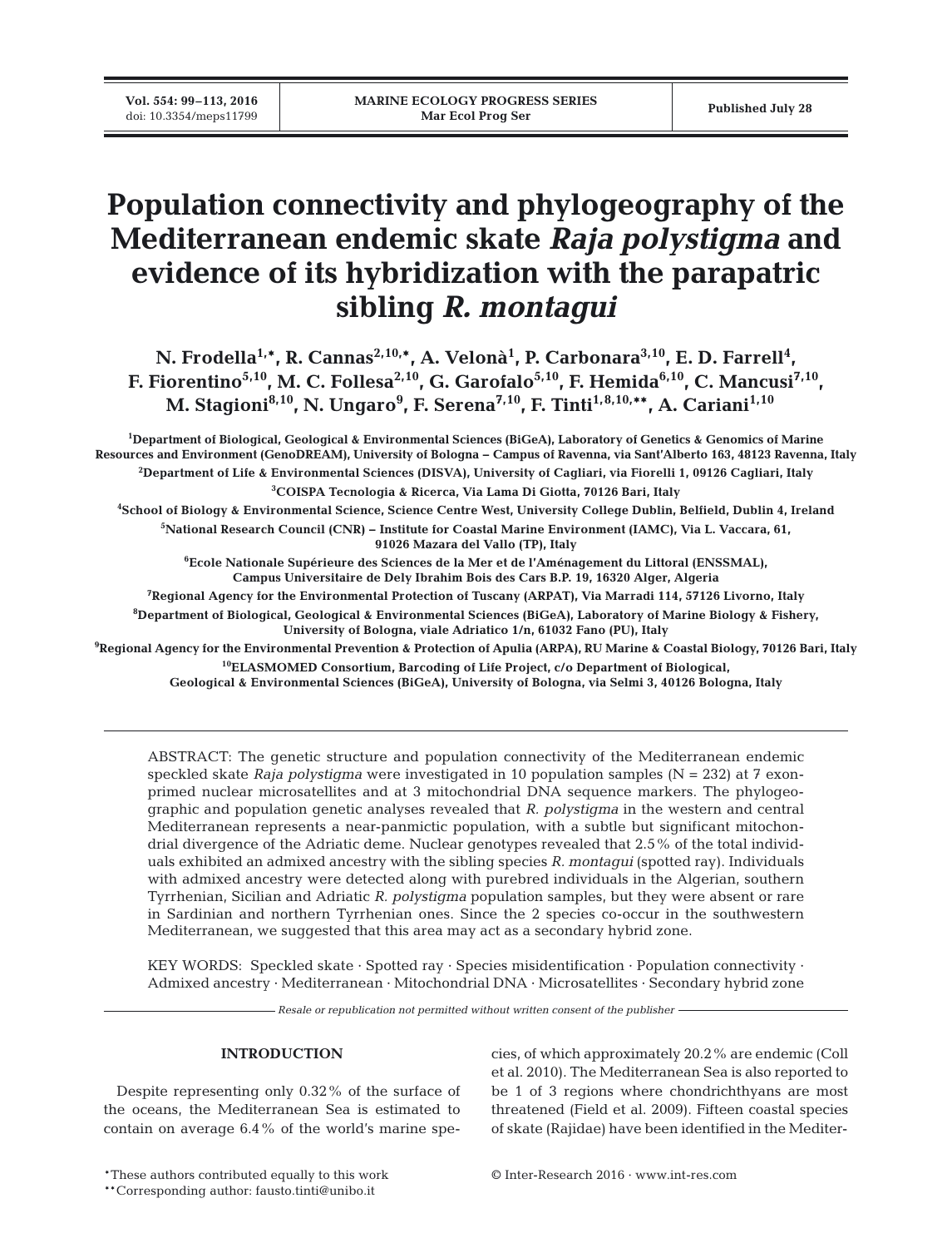# Population connectivity and phylogeography of the Mediterranean endemic skate *Raja polystigma* and evidence of its hybridization with the parapatric sibling *R. montagui*

**N. Frodella[1,*], R. Cannas[2,10,*], A. Velonà[1], P. Carbonara[3,10], E. D. Farrell[4], F. Fiorentino[5,10], M. C. Follesa[2,10], G. Garofalo[5,10], F. Hemida[6,10], C. Mancusi[7,10], M. Stagioni[8,10], N. Ungaro[9], F. Serena[7,10], F. Tinti[1,8,10,**], A. Cariani[1,10]**

[1]Department of Biological, Geological & Environmental Sciences (BiGeA), Laboratory of Genetics & Genomics of Marine Resources and Environment (GenoDREAM), University of Bologna – Campus of Ravenna, via Sant'Alberto 163, 48123 Ravenna, Italy

[2]Department of Life & Environmental Sciences (DISVA), University of Cagliari, via Fiorelli 1, 09126 Cagliari, Italy

[3]COISPA Tecnologia & Ricerca, Via Lama Di Giotta, 70126 Bari, Italy

[4]School of Biology & Environmental Science, Science Centre West, University College Dublin, Belfield, Dublin 4, Ireland

[5]National Research Council (CNR) – Institute for Coastal Marine Environment (IAMC), Via L. Vaccara, 61, 91026 Mazara del Vallo (TP), Italy

[6]Ecole Nationale Supérieure des Sciences de la Mer et de l'Aménagement du Littoral (ENSSMAL), Campus Universitaire de Dely Ibrahim Bois des Cars B.P. 19, 16320 Alger, Algeria

[7]Regional Agency for the Environmental Protection of Tuscany (ARPAT), Via Marradi 114, 57126 Livorno, Italy

[8]Department of Biological, Geological & Environmental Sciences (BiGeA), Laboratory of Marine Biology & Fishery, University of Bologna, viale Adriatico 1/n, 61032 Fano (PU), Italy

[9]Regional Agency for the Environmental Prevention & Protection of Apulia (ARPA), RU Marine & Coastal Biology, 70126 Bari, Italy

[10]ELASMOMED Consortium, Barcoding of Life Project, c/o Department of Biological, Geological & Environmental Sciences (BiGeA), University of Bologna, via Selmi 3, 40126 Bologna, Italy

ABSTRACT: The genetic structure and population connectivity of the Mediterranean endemic speckled skate *Raja polystigma* were investigated in 10 population samples (N = 232) at 7 exon-primed nuclear microsatellites and at 3 mitochondrial DNA sequence markers. The phylogeographic and population genetic analyses revealed that *R. polystigma* in the western and central Mediterranean represents a near-panmictic population, with a subtle but significant mitochondrial divergence of the Adriatic deme. Nuclear genotypes revealed that 2.5% of the total individuals exhibited an admixed ancestry with the sibling species *R. montagui* (spotted ray). Individuals with admixed ancestry were detected along with purebred individuals in the Algerian, southern Tyrrhenian, Sicilian and Adriatic *R. polystigma* population samples, but they were absent or rare in Sardinian and northern Tyrrhenian ones. Since the 2 species co-occur in the southwestern Mediterranean, we suggested that this area may act as a secondary hybrid zone.

KEY WORDS: Speckled skate · Spotted ray · Species misidentification · Population connectivity · Admixed ancestry · Mediterranean · Mitochondrial DNA · Microsatellites · Secondary hybrid zone

*Resale or republication not permitted without written consent of the publisher*

## INTRODUCTION

Despite representing only 0.32% of the surface of the oceans, the Mediterranean Sea is estimated to contain on average 6.4% of the world's marine species, of which approximately 20.2% are endemic (Coll et al. 2010). The Mediterranean Sea is also reported to be 1 of 3 regions where chondrichthyans are most threatened (Field et al. 2009). Fifteen coastal species of skate (Rajidae) have been identified in the Mediter-

*These authors contributed equally to this work
**Corresponding author: fausto.tinti@unibo.it

© Inter-Research 2016 · www.int-res.com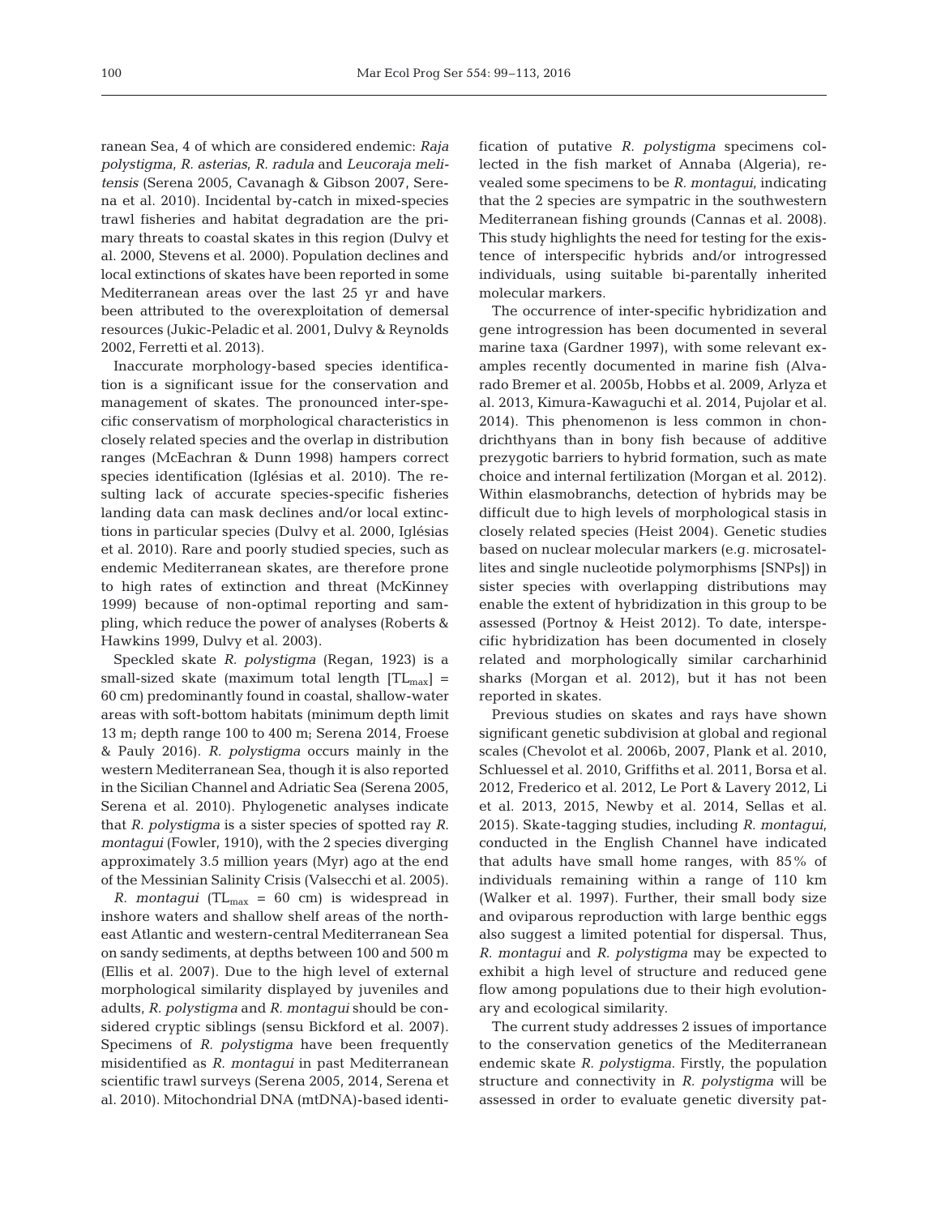ranean Sea, 4 of which are considered endemic: *Raja polystigma*, *R. asterias*, *R. radula* and *Leucoraja melitensis* (Serena 2005, Cavanagh & Gibson 2007, Serena et al. 2010). Incidental by-catch in mixed-species trawl fisheries and habitat degradation are the primary threats to coastal skates in this region (Dulvy et al. 2000, Stevens et al. 2000). Population declines and local extinctions of skates have been reported in some Mediterranean areas over the last 25 yr and have been attributed to the overexploitation of demersal resources (Jukic-Peladic et al. 2001, Dulvy & Reynolds 2002, Ferretti et al. 2013).

Inaccurate morphology-based species identification is a significant issue for the conservation and management of skates. The pronounced inter-specific conservatism of morphological characteristics in closely related species and the overlap in distribution ranges (McEachran & Dunn 1998) hampers correct species identification (Iglésias et al. 2010). The resulting lack of accurate species-specific fisheries landing data can mask declines and/or local extinctions in particular species (Dulvy et al. 2000, Iglésias et al. 2010). Rare and poorly studied species, such as endemic Mediterranean skates, are therefore prone to high rates of extinction and threat (McKinney 1999) because of non-optimal reporting and sampling, which reduce the power of analyses (Roberts & Hawkins 1999, Dulvy et al. 2003).

Speckled skate *R. polystigma* (Regan, 1923) is a small-sized skate (maximum total length [$TL_{max}$] = 60 cm) predominantly found in coastal, shallow-water areas with soft-bottom habitats (minimum depth limit 13 m; depth range 100 to 400 m; Serena 2014, Froese & Pauly 2016). *R. polystigma* occurs mainly in the western Mediterranean Sea, though it is also reported in the Sicilian Channel and Adriatic Sea (Serena 2005, Serena et al. 2010). Phylogenetic analyses indicate that *R. polystigma* is a sister species of spotted ray *R. montagui* (Fowler, 1910), with the 2 species diverging approximately 3.5 million years (Myr) ago at the end of the Messinian Salinity Crisis (Valsecchi et al. 2005).

*R. montagui* ($TL_{max}$ = 60 cm) is widespread in inshore waters and shallow shelf areas of the northeast Atlantic and western-central Mediterranean Sea on sandy sediments, at depths between 100 and 500 m (Ellis et al. 2007). Due to the high level of external morphological similarity displayed by juveniles and adults, *R. polystigma* and *R. montagui* should be considered cryptic siblings (sensu Bickford et al. 2007). Specimens of *R. polystigma* have been frequently misidentified as *R. montagui* in past Mediterranean scientific trawl surveys (Serena 2005, 2014, Serena et al. 2010). Mitochondrial DNA (mtDNA)-based identification of putative *R. polystigma* specimens collected in the fish market of Annaba (Algeria), revealed some specimens to be *R. montagui*, indicating that the 2 species are sympatric in the southwestern Mediterranean fishing grounds (Cannas et al. 2008). This study highlights the need for testing for the existence of interspecific hybrids and/or introgressed individuals, using suitable bi-parentally inherited molecular markers.

The occurrence of inter-specific hybridization and gene introgression has been documented in several marine taxa (Gardner 1997), with some relevant examples recently documented in marine fish (Alvarado Bremer et al. 2005b, Hobbs et al. 2009, Arlyza et al. 2013, Kimura-Kawaguchi et al. 2014, Pujolar et al. 2014). This phenomenon is less common in chondrichthyans than in bony fish because of additive prezygotic barriers to hybrid formation, such as mate choice and internal fertilization (Morgan et al. 2012). Within elasmobranchs, detection of hybrids may be difficult due to high levels of morphological stasis in closely related species (Heist 2004). Genetic studies based on nuclear molecular markers (e.g. microsatellites and single nucleotide polymorphisms [SNPs]) in sister species with overlapping distributions may enable the extent of hybridization in this group to be assessed (Portnoy & Heist 2012). To date, interspecific hybridization has been documented in closely related and morphologically similar carcharhinid sharks (Morgan et al. 2012), but it has not been reported in skates.

Previous studies on skates and rays have shown significant genetic subdivision at global and regional scales (Chevolot et al. 2006b, 2007, Plank et al. 2010, Schluessel et al. 2010, Griffiths et al. 2011, Borsa et al. 2012, Frederico et al. 2012, Le Port & Lavery 2012, Li et al. 2013, 2015, Newby et al. 2014, Sellas et al. 2015). Skate-tagging studies, including *R. montagui*, conducted in the English Channel have indicated that adults have small home ranges, with 85% of individuals remaining within a range of 110 km (Walker et al. 1997). Further, their small body size and oviparous reproduction with large benthic eggs also suggest a limited potential for dispersal. Thus, *R. montagui* and *R. polystigma* may be expected to exhibit a high level of structure and reduced gene flow among populations due to their high evolutionary and ecological similarity.

The current study addresses 2 issues of importance to the conservation genetics of the Mediterranean endemic skate *R. polystigma*. Firstly, the population structure and connectivity in *R. polystigma* will be assessed in order to evaluate genetic diversity pat-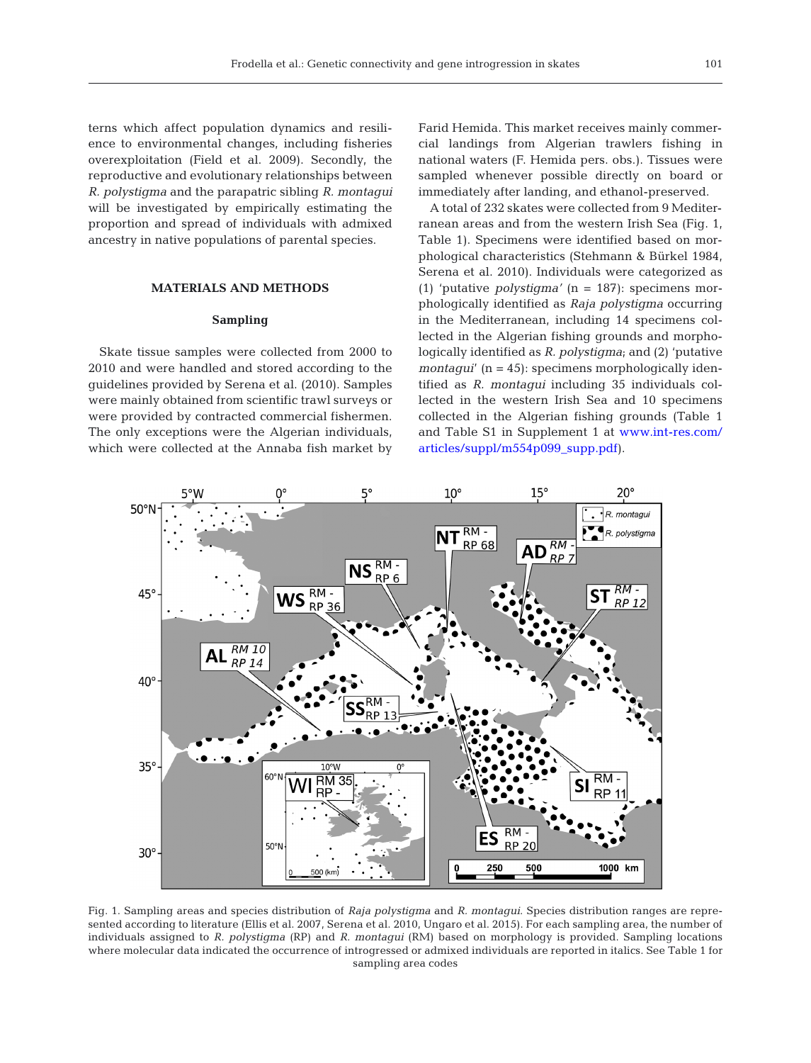terns which affect population dynamics and resilience to environmental changes, including fisheries overexploitation (Field et al. 2009). Secondly, the reproductive and evolutionary relationships between *R. polystigma* and the parapatric sibling *R. montagui* will be investigated by empirically estimating the proportion and spread of individuals with admixed ancestry in native populations of parental species.

## MATERIALS AND METHODS

### Sampling

Skate tissue samples were collected from 2000 to 2010 and were handled and stored according to the guidelines provided by Serena et al. (2010). Samples were mainly obtained from scientific trawl surveys or were provided by contracted commercial fishermen. The only exceptions were the Algerian individuals, which were collected at the Annaba fish market by Farid Hemida. This market receives mainly commercial landings from Algerian trawlers fishing in national waters (F. Hemida pers. obs.). Tissues were sampled whenever possible directly on board or immediately after landing, and ethanol-preserved.

A total of 232 skates were collected from 9 Mediterranean areas and from the western Irish Sea (Fig. 1, Table 1). Specimens were identified based on morphological characteristics (Stehmann & Bürkel 1984, Serena et al. 2010). Individuals were categorized as (1) 'putative *polystigma*' (n = 187): specimens morphologically identified as *Raja polystigma* occurring in the Mediterranean, including 14 specimens collected in the Algerian fishing grounds and morphologically identified as *R. polystigma*; and (2) 'putative *montagui*' (n = 45): specimens morphologically identified as *R. montagui* including 35 individuals collected in the western Irish Sea and 10 specimens collected in the Algerian fishing grounds (Table 1 and Table S1 in Supplement 1 at www.int-res.com/articles/suppl/m554p099_supp.pdf).

Fig. 1. Sampling areas and species distribution of *Raja polystigma* and *R. montagui*. Species distribution ranges are represented according to literature (Ellis et al. 2007, Serena et al. 2010, Ungaro et al. 2015). For each sampling area, the number of individuals assigned to *R. polystigma* (RP) and *R. montagui* (RM) based on morphology is provided. Sampling locations where molecular data indicated the occurrence of introgressed or admixed individuals are reported in italics. See Table 1 for sampling area codes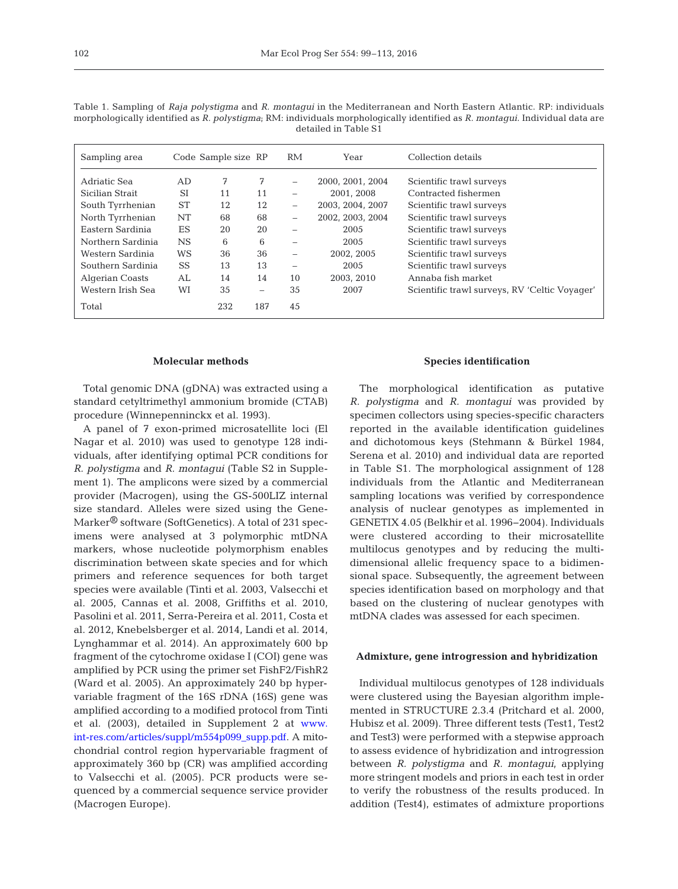Table 1. Sampling of *Raja polystigma* and *R. montagui* in the Mediterranean and North Eastern Atlantic. RP: individuals morphologically identified as *R. polystigma*; RM: individuals morphologically identified as *R. montagui*. Individual data are detailed in Table S1

| Sampling area | Code | Sample size | RP | RM | Year | Collection details |
|---|---|---|---|---|---|---|
| Adriatic Sea | AD | 7 | 7 | – | 2000, 2001, 2004 | Scientific trawl surveys |
| Sicilian Strait | SI | 11 | 11 | – | 2001, 2008 | Contracted fishermen |
| South Tyrrhenian | ST | 12 | 12 | – | 2003, 2004, 2007 | Scientific trawl surveys |
| North Tyrrhenian | NT | 68 | 68 | – | 2002, 2003, 2004 | Scientific trawl surveys |
| Eastern Sardinia | ES | 20 | 20 | – | 2005 | Scientific trawl surveys |
| Northern Sardinia | NS | 6 | 6 | – | 2005 | Scientific trawl surveys |
| Western Sardinia | WS | 36 | 36 | – | 2002, 2005 | Scientific trawl surveys |
| Southern Sardinia | SS | 13 | 13 | – | 2005 | Scientific trawl surveys |
| Algerian Coasts | AL | 14 | 14 | 10 | 2003, 2010 | Annaba fish market |
| Western Irish Sea | WI | 35 | – | 35 | 2007 | Scientific trawl surveys, RV 'Celtic Voyager' |
| Total | | 232 | 187 | 45 | | |

#### Molecular methods

Total genomic DNA (gDNA) was extracted using a standard cetyltrimethyl ammonium bromide (CTAB) procedure (Winnepenninckx et al. 1993).

A panel of 7 exon-primed microsatellite loci (El Nagar et al. 2010) was used to genotype 128 individuals, after identifying optimal PCR conditions for *R. polystigma* and *R. montagui* (Table S2 in Supplement 1). The amplicons were sized by a commercial provider (Macrogen), using the GS-500LIZ internal size standard. Alleles were sized using the GeneMarker® software (SoftGenetics). A total of 231 specimens were analysed at 3 polymorphic mtDNA markers, whose nucleotide polymorphism enables discrimination between skate species and for which primers and reference sequences for both target species were available (Tinti et al. 2003, Valsecchi et al. 2005, Cannas et al. 2008, Griffiths et al. 2010, Pasolini et al. 2011, Serra-Pereira et al. 2011, Costa et al. 2012, Knebelsberger et al. 2014, Landi et al. 2014, Lynghammar et al. 2014). An approximately 600 bp fragment of the cytochrome oxidase I (COI) gene was amplified by PCR using the primer set FishF2/FishR2 (Ward et al. 2005). An approximately 240 bp hypervariable fragment of the 16S rDNA (16S) gene was amplified according to a modified protocol from Tinti et al. (2003), detailed in Supplement 2 at www.int-res.com/articles/suppl/m554p099_supp.pdf. A mitochondrial control region hypervariable fragment of approximately 360 bp (CR) was amplified according to Valsecchi et al. (2005). PCR products were sequenced by a commercial sequence service provider (Macrogen Europe).

#### Species identification

The morphological identification as putative *R. polystigma* and *R. montagui* was provided by specimen collectors using species-specific characters reported in the available identification guidelines and dichotomous keys (Stehmann & Bürkel 1984, Serena et al. 2010) and individual data are reported in Table S1. The morphological assignment of 128 individuals from the Atlantic and Mediterranean sampling locations was verified by correspondence analysis of nuclear genotypes as implemented in GENETIX 4.05 (Belkhir et al. 1996–2004). Individuals were clustered according to their microsatellite multilocus genotypes and by reducing the multidimensional allelic frequency space to a bidimensional space. Subsequently, the agreement between species identification based on morphology and that based on the clustering of nuclear genotypes with mtDNA clades was assessed for each specimen.

#### Admixture, gene introgression and hybridization

Individual multilocus genotypes of 128 individuals were clustered using the Bayesian algorithm implemented in STRUCTURE 2.3.4 (Pritchard et al. 2000, Hubisz et al. 2009). Three different tests (Test1, Test2 and Test3) were performed with a stepwise approach to assess evidence of hybridization and introgression between *R. polystigma* and *R. montagui*, applying more stringent models and priors in each test in order to verify the robustness of the results produced. In addition (Test4), estimates of admixture proportions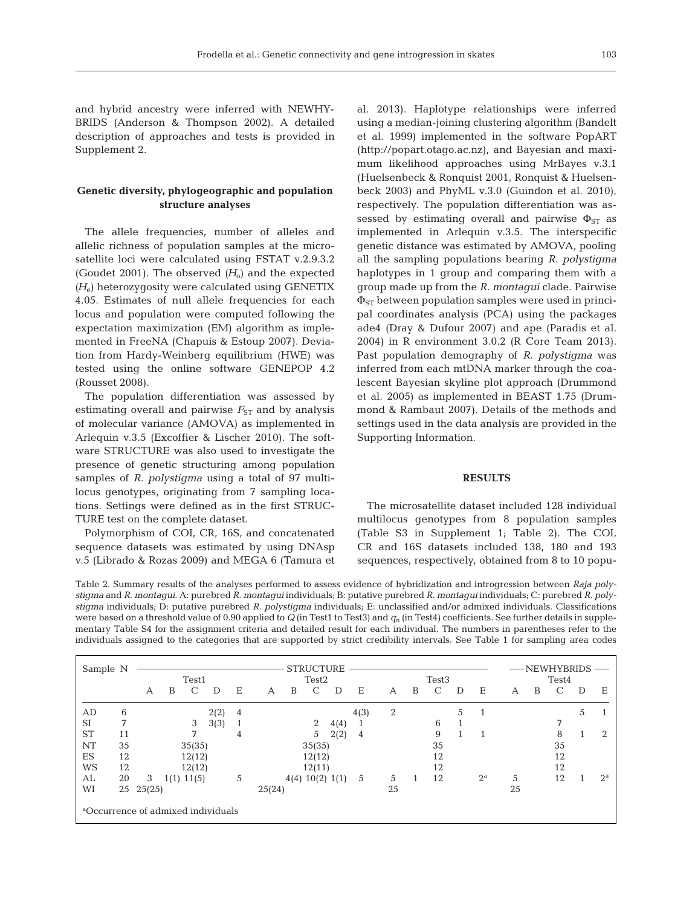and hybrid ancestry were inferred with NEWHYBRIDS (Anderson & Thompson 2002). A detailed description of approaches and tests is provided in Supplement 2.

### Genetic diversity, phylogeographic and population structure analyses

The allele frequencies, number of alleles and allelic richness of population samples at the microsatellite loci were calculated using FSTAT v.2.9.3.2 (Goudet 2001). The observed ($H_o$) and the expected ($H_e$) heterozygosity were calculated using GENETIX 4.05. Estimates of null allele frequencies for each locus and population were computed following the expectation maximization (EM) algorithm as implemented in FreeNA (Chapuis & Estoup 2007). Deviation from Hardy-Weinberg equilibrium (HWE) was tested using the online software GENEPOP 4.2 (Rousset 2008).

The population differentiation was assessed by estimating overall and pairwise $F_{ST}$ and by analysis of molecular variance (AMOVA) as implemented in Arlequin v.3.5 (Excoffier & Lischer 2010). The software STRUCTURE was also used to investigate the presence of genetic structuring among population samples of *R. polystigma* using a total of 97 multilocus genotypes, originating from 7 sampling locations. Settings were defined as in the first STRUCTURE test on the complete dataset.

Polymorphism of COI, CR, 16S, and concatenated sequence datasets was estimated by using DNAsp v.5 (Librado & Rozas 2009) and MEGA 6 (Tamura et al. 2013). Haplotype relationships were inferred using a median-joining clustering algorithm (Bandelt et al. 1999) implemented in the software PopART (http://popart.otago.ac.nz), and Bayesian and maximum likelihood approaches using MrBayes v.3.1 (Huelsenbeck & Ronquist 2001, Ronquist & Huelsenbeck 2003) and PhyML v.3.0 (Guindon et al. 2010), respectively. The population differentiation was assessed by estimating overall and pairwise $\Phi_{ST}$ as implemented in Arlequin v.3.5. The interspecific genetic distance was estimated by AMOVA, pooling all the sampling populations bearing *R. polystigma* haplotypes in 1 group and comparing them with a group made up from the *R. montagui* clade. Pairwise $\Phi_{ST}$ between population samples were used in principal coordinates analysis (PCA) using the packages ade4 (Dray & Dufour 2007) and ape (Paradis et al. 2004) in R environment 3.0.2 (R Core Team 2013). Past population demography of *R. polystigma* was inferred from each mtDNA marker through the coalescent Bayesian skyline plot approach (Drummond et al. 2005) as implemented in BEAST 1.75 (Drummond & Rambaut 2007). Details of the methods and settings used in the data analysis are provided in the Supporting Information.

## RESULTS

The microsatellite dataset included 128 individual multilocus genotypes from 8 population samples (Table S3 in Supplement 1; Table 2). The COI, CR and 16S datasets included 138, 180 and 193 sequences, respectively, obtained from 8 to 10 popu-

Table 2. Summary results of the analyses performed to assess evidence of hybridization and introgression between *Raja polystigma* and *R. montagui*. A: purebred *R. montagui* individuals; B: putative purebred *R. montagui* individuals; C: purebred *R. polystigma* individuals; D: putative purebred *R. polystigma* individuals; E: unclassified and/or admixed individuals. Classifications were based on a threshold value of 0.90 applied to $Q$ (in Test1 to Test3) and $q_n$ (in Test4) coefficients. See further details in supplementary Table S4 for the assignment criteria and detailed result for each individual. The numbers in parentheses refer to the individuals assigned to the categories that are supported by strict credibility intervals. See Table 1 for sampling area codes

| Sample | N | STRUCTURE | | | | | | | | | | | | | | | NEWHYBRIDS | | | | |
|---|---|---|---|---|---|---|---|---|---|---|---|---|---|---|---|---|---|---|---|---|---|
| | | Test1 | | | | | Test2 | | | | | Test3 | | | | | Test4 | | | | |
| | | A | B | C | D | E | A | B | C | D | E | A | B | C | D | E | A | B | C | D | E |
| AD | 6 | | | | 2(2) | 4 | | | | | 4(3) | 2 | | | 5 | 1 | | | | 5 | 1 |
| SI | 7 | | | 3 | 3(3) | 1 | | | 2 | 4(4) | 1 | | | 6 | 1 | | | | 7 | | |
| ST | 11 | | | 7 | | 4 | | | 5 | 2(2) | 4 | | | 9 | 1 | 1 | | | 8 | 1 | 2 |
| NT | 35 | | | 35(35) | | | | | 35(35) | | | | | 35 | | | | | 35 | | |
| ES | 12 | | | 12(12) | | | | | 12(12) | | | | | 12 | | | | | 12 | | |
| WS | 12 | | | 12(12) | | | | | 12(11) | | | | | 12 | | | | | 12 | | |
| AL | 20 | 3 | 1(1) | 11(5) | | 5 | | 4(4) | 10(2) | 1(1) | 5 | 5 | 1 | 12 | | 2[a] | 5 | | 12 | 1 | 2[a] |
| WI | 25 | 25(25) | | | | | 25(24) | | | | | 25 | | | | | 25 | | | | |

[a]Occurrence of admixed individuals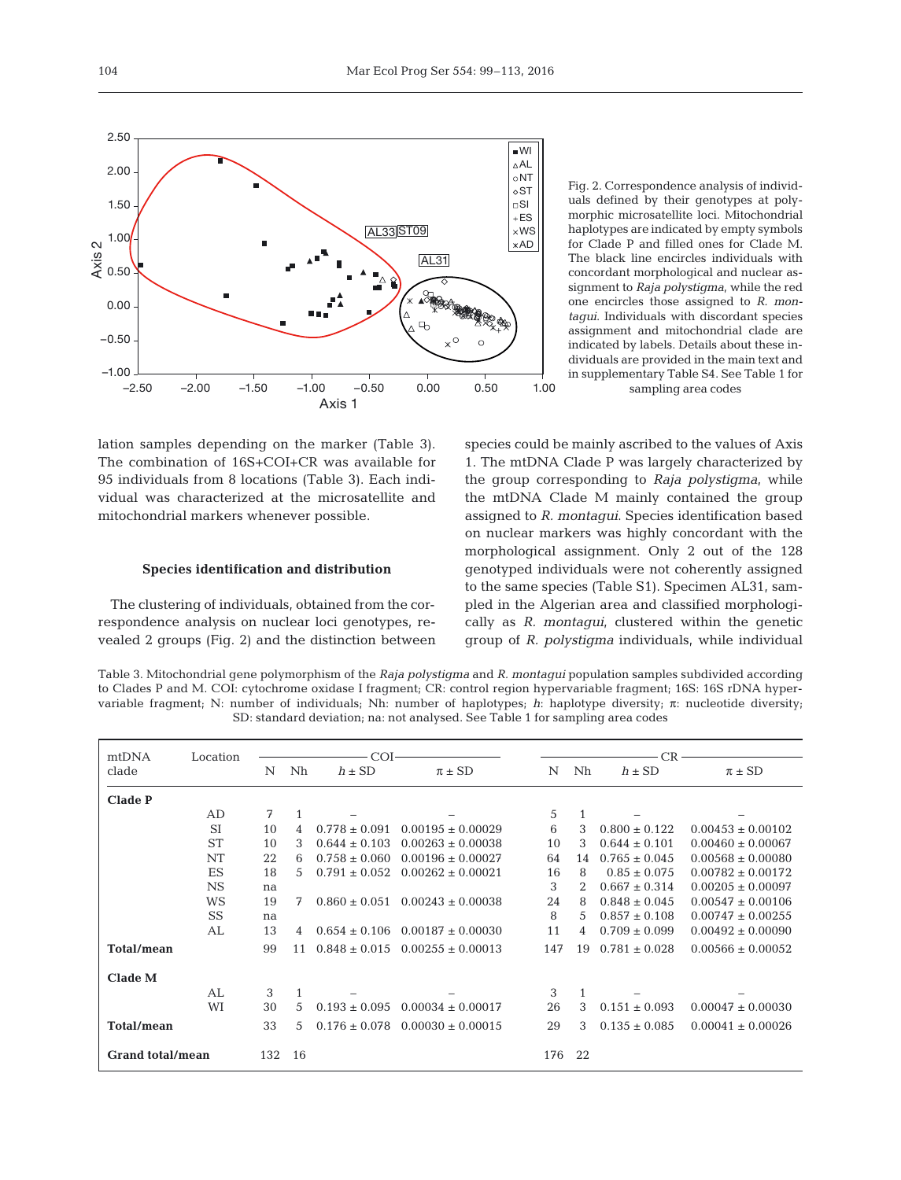Fig. 2. Correspondence analysis of individuals defined by their genotypes at polymorphic microsatellite loci. Mitochondrial haplotypes are indicated by empty symbols for Clade P and filled ones for Clade M. The black line encircles individuals with concordant morphological and nuclear assignment to *Raja polystigma*, while the red one encircles those assigned to *R. montagui*. Individuals with discordant species assignment and mitochondrial clade are indicated by labels. Details about these individuals are provided in the main text and in supplementary Table S4. See Table 1 for sampling area codes

lation samples depending on the marker (Table 3). The combination of 16S+COI+CR was available for 95 individuals from 8 locations (Table 3). Each individual was characterized at the microsatellite and mitochondrial markers whenever possible.

### Species identification and distribution

The clustering of individuals, obtained from the correspondence analysis on nuclear loci genotypes, revealed 2 groups (Fig. 2) and the distinction between species could be mainly ascribed to the values of Axis 1. The mtDNA Clade P was largely characterized by the group corresponding to *Raja polystigma*, while the mtDNA Clade M mainly contained the group assigned to *R. montagui*. Species identification based on nuclear markers was highly concordant with the morphological assignment. Only 2 out of the 128 genotyped individuals were not coherently assigned to the same species (Table S1). Specimen AL31, sampled in the Algerian area and classified morphologically as *R. montagui*, clustered within the genetic group of *R. polystigma* individuals, while individual

Table 3. Mitochondrial gene polymorphism of the *Raja polystigma* and *R. montagui* population samples subdivided according to Clades P and M. COI: cytochrome oxidase I fragment; CR: control region hypervariable fragment; 16S: 16S rDNA hypervariable fragment; N: number of individuals; Nh: number of haplotypes; *h*: haplotype diversity; π: nucleotide diversity; SD: standard deviation; na: not analysed. See Table 1 for sampling area codes

| mtDNA clade | Location | COI | | | | CR | | | |
|---|---|---|---|---|---|---|---|---|---|
| | | N | Nh | $h \pm$ SD | $\pi \pm$ SD | N | Nh | $h \pm$ SD | $\pi \pm$ SD |
| **Clade P** | | | | | | | | | |
| | AD | 7 | 1 | – | – | 5 | 1 | – | – |
| | SI | 10 | 4 | 0.778 ± 0.091 | 0.00195 ± 0.00029 | 6 | 3 | 0.800 ± 0.122 | 0.00453 ± 0.00102 |
| | ST | 10 | 3 | 0.644 ± 0.103 | 0.00263 ± 0.00038 | 10 | 3 | 0.644 ± 0.101 | 0.00460 ± 0.00067 |
| | NT | 22 | 6 | 0.758 ± 0.060 | 0.00196 ± 0.00027 | 64 | 14 | 0.765 ± 0.045 | 0.00568 ± 0.00080 |
| | ES | 18 | 5 | 0.791 ± 0.052 | 0.00262 ± 0.00021 | 16 | 8 | 0.85 ± 0.075 | 0.00782 ± 0.00172 |
| | NS | na | | | | 3 | 2 | 0.667 ± 0.314 | 0.00205 ± 0.00097 |
| | WS | 19 | 7 | 0.860 ± 0.051 | 0.00243 ± 0.00038 | 24 | 8 | 0.848 ± 0.045 | 0.00547 ± 0.00106 |
| | SS | na | | | | 8 | 5 | 0.857 ± 0.108 | 0.00747 ± 0.00255 |
| | AL | 13 | 4 | 0.654 ± 0.106 | 0.00187 ± 0.00030 | 11 | 4 | 0.709 ± 0.099 | 0.00492 ± 0.00090 |
| **Total/mean** | | 99 | 11 | 0.848 ± 0.015 | 0.00255 ± 0.00013 | 147 | 19 | 0.781 ± 0.028 | 0.00566 ± 0.00052 |
| **Clade M** | | | | | | | | | |
| | AL | 3 | 1 | – | – | 3 | 1 | – | – |
| | WI | 30 | 5 | 0.193 ± 0.095 | 0.00034 ± 0.00017 | 26 | 3 | 0.151 ± 0.093 | 0.00047 ± 0.00030 |
| **Total/mean** | | 33 | 5 | 0.176 ± 0.078 | 0.00030 ± 0.00015 | 29 | 3 | 0.135 ± 0.085 | 0.00041 ± 0.00026 |
| **Grand total/mean** | | 132 | 16 | | | 176 | 22 | | |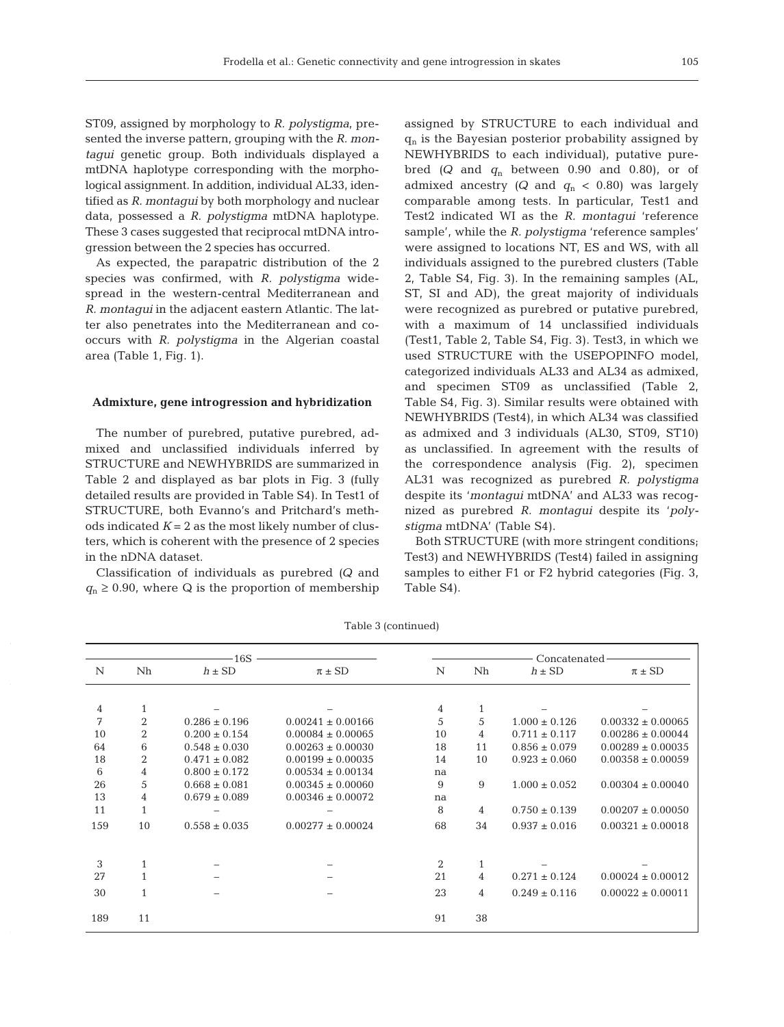ST09, assigned by morphology to *R. polystigma*, presented the inverse pattern, grouping with the *R. montagui* genetic group. Both individuals displayed a mtDNA haplotype corresponding with the morphological assignment. In addition, individual AL33, identified as *R. montagui* by both morphology and nuclear data, possessed a *R. polystigma* mtDNA haplotype. These 3 cases suggested that reciprocal mtDNA introgression between the 2 species has occurred.

As expected, the parapatric distribution of the 2 species was confirmed, with *R. polystigma* widespread in the western-central Mediterranean and *R. montagui* in the adjacent eastern Atlantic. The latter also penetrates into the Mediterranean and cooccurs with *R. polystigma* in the Algerian coastal area (Table 1, Fig. 1).

### Admixture, gene introgression and hybridization

The number of purebred, putative purebred, admixed and unclassified individuals inferred by STRUCTURE and NEWHYBRIDS are summarized in Table 2 and displayed as bar plots in Fig. 3 (fully detailed results are provided in Table S4). In Test1 of STRUCTURE, both Evanno's and Pritchard's methods indicated $K = 2$ as the most likely number of clusters, which is coherent with the presence of 2 species in the nDNA dataset.

Classification of individuals as purebred ($Q$ and $q_n \geq 0.90$, where Q is the proportion of membership assigned by STRUCTURE to each individual and $q_n$ is the Bayesian posterior probability assigned by NEWHYBRIDS to each individual), putative purebred ($Q$ and $q_n$ between 0.90 and 0.80), or of admixed ancestry ($Q$ and $q_n < 0.80$) was largely comparable among tests. In particular, Test1 and Test2 indicated WI as the *R. montagui* 'reference sample', while the *R. polystigma* 'reference samples' were assigned to locations NT, ES and WS, with all individuals assigned to the purebred clusters (Table 2, Table S4, Fig. 3). In the remaining samples (AL, ST, SI and AD), the great majority of individuals were recognized as purebred or putative purebred, with a maximum of 14 unclassified individuals (Test1, Table 2, Table S4, Fig. 3). Test3, in which we used STRUCTURE with the USEPOPINFO model, categorized individuals AL33 and AL34 as admixed, and specimen ST09 as unclassified (Table 2, Table S4, Fig. 3). Similar results were obtained with NEWHYBRIDS (Test4), in which AL34 was classified as admixed and 3 individuals (AL30, ST09, ST10) as unclassified. In agreement with the results of the correspondence analysis (Fig. 2), specimen AL31 was recognized as purebred *R. polystigma* despite its '*montagui* mtDNA' and AL33 was recognized as purebred *R. montagui* despite its '*polystigma* mtDNA' (Table S4).

Both STRUCTURE (with more stringent conditions; Test3) and NEWHYBRIDS (Test4) failed in assigning samples to either F1 or F2 hybrid categories (Fig. 3, Table S4).

Table 3 (continued)

| 16S | | | | Concatenated | | | |
|---|---|---|---|---|---|---|---|
| N | Nh | $h \pm$ SD | $\pi \pm$ SD | N | Nh | $h \pm$ SD | $\pi \pm$ SD |
| 4 | 1 | – | – | 4 | 1 | – | – |
| 7 | 2 | 0.286 ± 0.196 | 0.00241 ± 0.00166 | 5 | 5 | 1.000 ± 0.126 | 0.00332 ± 0.00065 |
| 10 | 2 | 0.200 ± 0.154 | 0.00084 ± 0.00065 | 10 | 4 | 0.711 ± 0.117 | 0.00286 ± 0.00044 |
| 64 | 6 | 0.548 ± 0.030 | 0.00263 ± 0.00030 | 18 | 11 | 0.856 ± 0.079 | 0.00289 ± 0.00035 |
| 18 | 2 | 0.471 ± 0.082 | 0.00199 ± 0.00035 | 14 | 10 | 0.923 ± 0.060 | 0.00358 ± 0.00059 |
| 6 | 4 | 0.800 ± 0.172 | 0.00534 ± 0.00134 | na | | | |
| 26 | 5 | 0.668 ± 0.081 | 0.00345 ± 0.00060 | 9 | 9 | 1.000 ± 0.052 | 0.00304 ± 0.00040 |
| 13 | 4 | 0.679 ± 0.089 | 0.00346 ± 0.00072 | na | | | |
| 11 | 1 | – | – | 8 | 4 | 0.750 ± 0.139 | 0.00207 ± 0.00050 |
| 159 | 10 | 0.558 ± 0.035 | 0.00277 ± 0.00024 | 68 | 34 | 0.937 ± 0.016 | 0.00321 ± 0.00018 |
| | | | | | | | |
| 3 | 1 | – | – | 2 | 1 | – | – |
| 27 | 1 | – | – | 21 | 4 | 0.271 ± 0.124 | 0.00024 ± 0.00012 |
| 30 | 1 | – | – | 23 | 4 | 0.249 ± 0.116 | 0.00022 ± 0.00011 |
| 189 | 11 | | | 91 | 38 | | |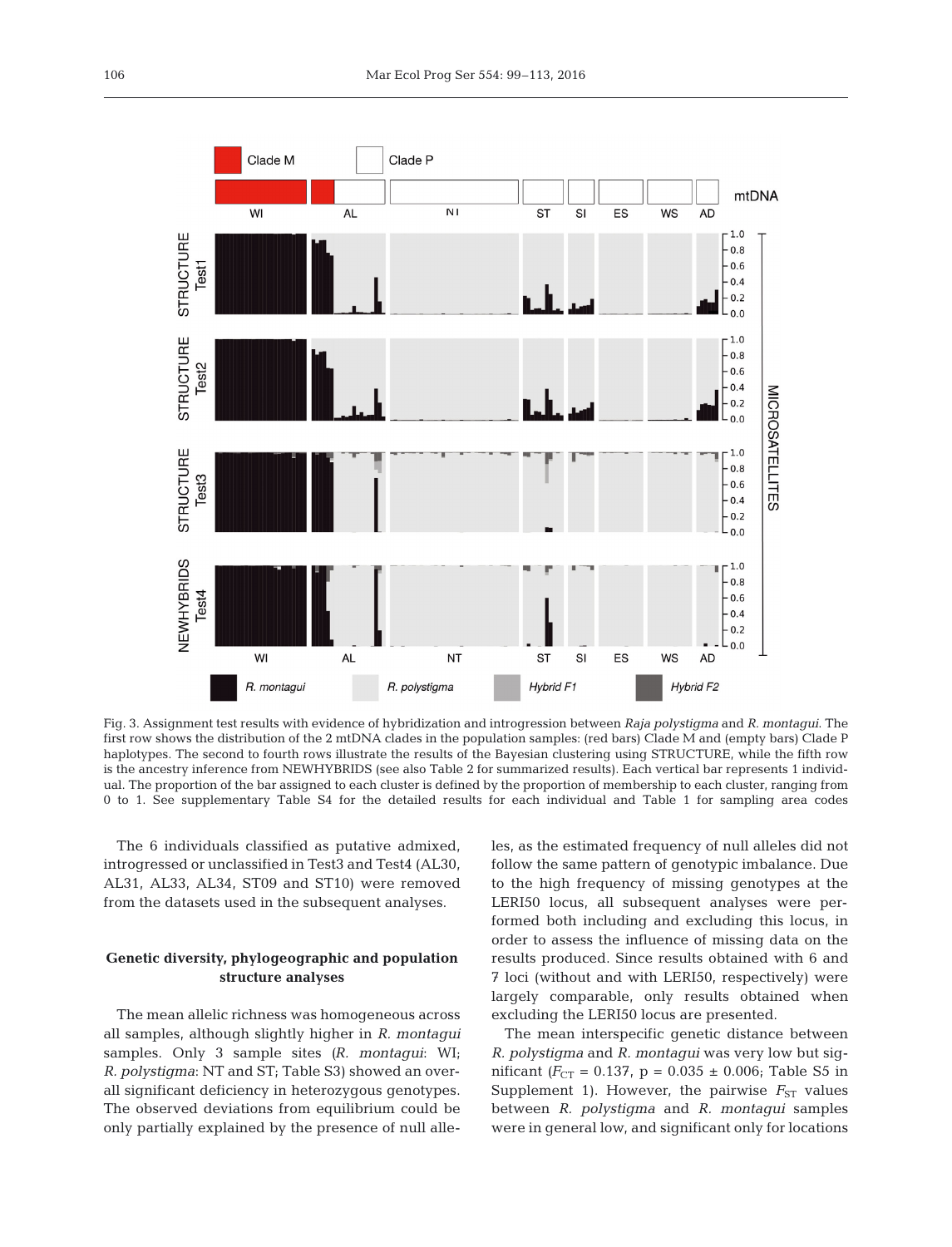Fig. 3. Assignment test results with evidence of hybridization and introgression between *Raja polystigma* and *R. montagui*. The first row shows the distribution of the 2 mtDNA clades in the population samples: (red bars) Clade M and (empty bars) Clade P haplotypes. The second to fourth rows illustrate the results of the Bayesian clustering using STRUCTURE, while the fifth row is the ancestry inference from NEWHYBRIDS (see also Table 2 for summarized results). Each vertical bar represents 1 individual. The proportion of the bar assigned to each cluster is defined by the proportion of membership to each cluster, ranging from 0 to 1. See supplementary Table S4 for the detailed results for each individual and Table 1 for sampling area codes

The 6 individuals classified as putative admixed, introgressed or unclassified in Test3 and Test4 (AL30, AL31, AL33, AL34, ST09 and ST10) were removed from the datasets used in the subsequent analyses.

## Genetic diversity, phylogeographic and population structure analyses

The mean allelic richness was homogeneous across all samples, although slightly higher in *R. montagui* samples. Only 3 sample sites (*R. montagui*: WI; *R. polystigma*: NT and ST; Table S3) showed an overall significant deficiency in heterozygous genotypes. The observed deviations from equilibrium could be only partially explained by the presence of null alleles, as the estimated frequency of null alleles did not follow the same pattern of genotypic imbalance. Due to the high frequency of missing genotypes at the LERI50 locus, all subsequent analyses were performed both including and excluding this locus, in order to assess the influence of missing data on the results produced. Since results obtained with 6 and 7 loci (without and with LERI50, respectively) were largely comparable, only results obtained when excluding the LERI50 locus are presented.

The mean interspecific genetic distance between *R. polystigma* and *R. montagui* was very low but significant ($F_{CT}$ = 0.137, p = 0.035 ± 0.006; Table S5 in Supplement 1). However, the pairwise $F_{ST}$ values between *R. polystigma* and *R. montagui* samples were in general low, and significant only for locations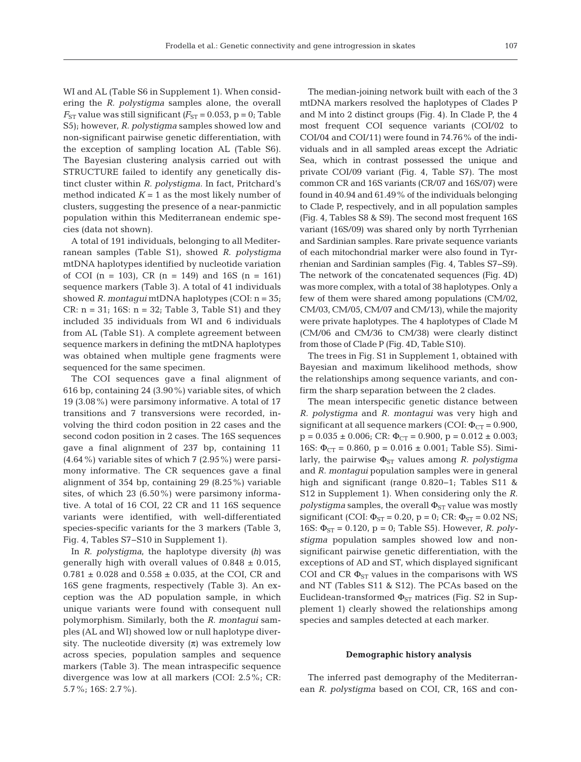WI and AL (Table S6 in Supplement 1). When considering the *R. polystigma* samples alone, the overall $F_{ST}$ value was still significant ($F_{ST}$ = 0.053, p = 0; Table S5); however, *R. polystigma* samples showed low and non-significant pairwise genetic differentiation, with the exception of sampling location AL (Table S6). The Bayesian clustering analysis carried out with STRUCTURE failed to identify any genetically distinct cluster within *R. polystigma*. In fact, Pritchard's method indicated $K = 1$ as the most likely number of clusters, suggesting the presence of a near-panmictic population within this Mediterranean endemic species (data not shown).

A total of 191 individuals, belonging to all Mediterranean samples (Table S1), showed *R. polystigma* mtDNA haplotypes identified by nucleotide variation of COI (n = 103), CR (n = 149) and 16S (n = 161) sequence markers (Table 3). A total of 41 individuals showed *R. montagui* mtDNA haplotypes (COI: n = 35; CR: n = 31; 16S: n = 32; Table 3, Table S1) and they included 35 individuals from WI and 6 individuals from AL (Table S1). A complete agreement between sequence markers in defining the mtDNA haplotypes was obtained when multiple gene fragments were sequenced for the same specimen.

The COI sequences gave a final alignment of 616 bp, containing 24 (3.90%) variable sites, of which 19 (3.08%) were parsimony informative. A total of 17 transitions and 7 transversions were recorded, involving the third codon position in 22 cases and the second codon position in 2 cases. The 16S sequences gave a final alignment of 237 bp, containing 11 (4.64%) variable sites of which 7 (2.95%) were parsimony informative. The CR sequences gave a final alignment of 354 bp, containing 29 (8.25%) variable sites, of which 23 (6.50%) were parsimony informative. A total of 16 COI, 22 CR and 11 16S sequence variants were identified, with well-differentiated species-specific variants for the 3 markers (Table 3, Fig. 4, Tables S7–S10 in Supplement 1).

In *R. polystigma*, the haplotype diversity (*h*) was generally high with overall values of 0.848 ± 0.015, 0.781 ± 0.028 and 0.558 ± 0.035, at the COI, CR and 16S gene fragments, respectively (Table 3). An exception was the AD population sample, in which unique variants were found with consequent null polymorphism. Similarly, both the *R. montagui* samples (AL and WI) showed low or null haplotype diversity. The nucleotide diversity ($\pi$) was extremely low across species, population samples and sequence markers (Table 3). The mean intraspecific sequence divergence was low at all markers (COI: 2.5%; CR: 5.7%; 16S: 2.7%).

The median-joining network built with each of the 3 mtDNA markers resolved the haplotypes of Clades P and M into 2 distinct groups (Fig. 4). In Clade P, the 4 most frequent COI sequence variants (COI/02 to COI/04 and COI/11) were found in 74.76% of the individuals and in all sampled areas except the Adriatic Sea, which in contrast possessed the unique and private COI/09 variant (Fig. 4, Table S7). The most common CR and 16S variants (CR/07 and 16S/07) were found in 40.94 and 61.49% of the individuals belonging to Clade P, respectively, and in all population samples (Fig. 4, Tables S8 & S9). The second most frequent 16S variant (16S/09) was shared only by north Tyrrhenian and Sardinian samples. Rare private sequence variants of each mitochondrial marker were also found in Tyrrhenian and Sardinian samples (Fig. 4, Tables S7–S9). The network of the concatenated sequences (Fig. 4D) was more complex, with a total of 38 haplotypes. Only a few of them were shared among populations (CM/02, CM/03, CM/05, CM/07 and CM/13), while the majority were private haplotypes. The 4 haplotypes of Clade M (CM/06 and CM/36 to CM/38) were clearly distinct from those of Clade P (Fig. 4D, Table S10).

The trees in Fig. S1 in Supplement 1, obtained with Bayesian and maximum likelihood methods, show the relationships among sequence variants, and confirm the sharp separation between the 2 clades.

The mean interspecific genetic distance between *R. polystigma* and *R. montagui* was very high and significant at all sequence markers (COI: $\Phi_{CT}$ = 0.900, p = 0.035 ± 0.006; CR: $\Phi_{CT}$ = 0.900, p = 0.012 ± 0.003; 16S: $\Phi_{CT}$ = 0.860, p = 0.016 ± 0.001; Table S5). Similarly, the pairwise $\Phi_{ST}$ values among *R. polystigma* and *R. montagui* population samples were in general high and significant (range 0.820–1; Tables S11 & S12 in Supplement 1). When considering only the *R. polystigma* samples, the overall $\Phi_{ST}$ value was mostly significant (COI: $\Phi_{ST}$ = 0.20, p = 0; CR: $\Phi_{ST}$ = 0.02 NS; 16S: $\Phi_{ST}$ = 0.120, p = 0; Table S5). However, *R. polystigma* population samples showed low and non-significant pairwise genetic differentiation, with the exceptions of AD and ST, which displayed significant COI and CR $\Phi_{ST}$ values in the comparisons with WS and NT (Tables S11 & S12). The PCAs based on the Euclidean-transformed $\Phi_{ST}$ matrices (Fig. S2 in Supplement 1) clearly showed the relationships among species and samples detected at each marker.

### Demographic history analysis

The inferred past demography of the Mediterranean *R. polystigma* based on COI, CR, 16S and con-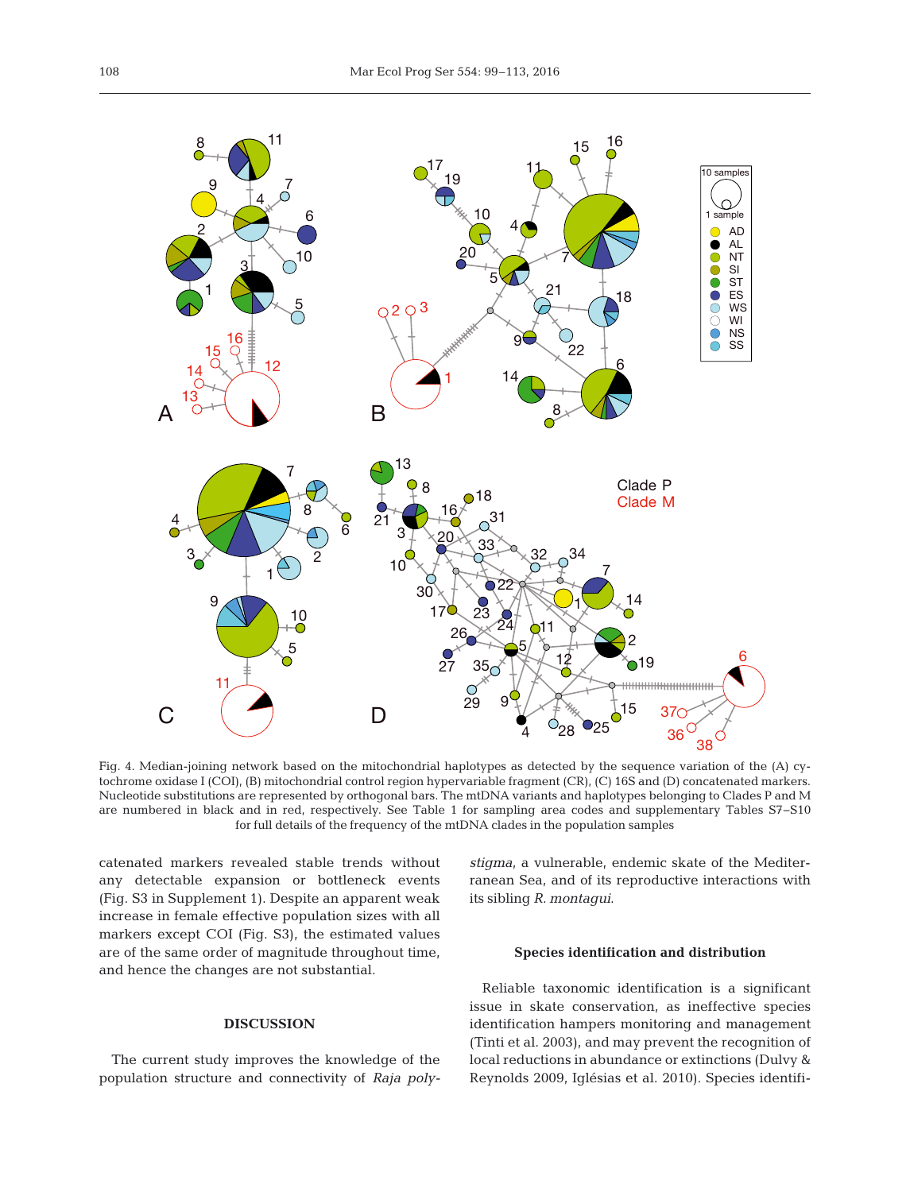Fig. 4. Median-joining network based on the mitochondrial haplotypes as detected by the sequence variation of the (A) cytochrome oxidase I (COI), (B) mitochondrial control region hypervariable fragment (CR), (C) 16S and (D) concatenated markers. Nucleotide substitutions are represented by orthogonal bars. The mtDNA variants and haplotypes belonging to Clades P and M are numbered in black and in red, respectively. See Table 1 for sampling area codes and supplementary Tables S7–S10 for full details of the frequency of the mtDNA clades in the population samples

catenated markers revealed stable trends without any detectable expansion or bottleneck events (Fig. S3 in Supplement 1). Despite an apparent weak increase in female effective population sizes with all markers except COI (Fig. S3), the estimated values are of the same order of magnitude throughout time, and hence the changes are not substantial.

## DISCUSSION

The current study improves the knowledge of the population structure and connectivity of *Raja polystigma*, a vulnerable, endemic skate of the Mediterranean Sea, and of its reproductive interactions with its sibling *R. montagui*.

### Species identification and distribution

Reliable taxonomic identification is a significant issue in skate conservation, as ineffective species identification hampers monitoring and management (Tinti et al. 2003), and may prevent the recognition of local reductions in abundance or extinctions (Dulvy & Reynolds 2009, Iglésias et al. 2010). Species identifi-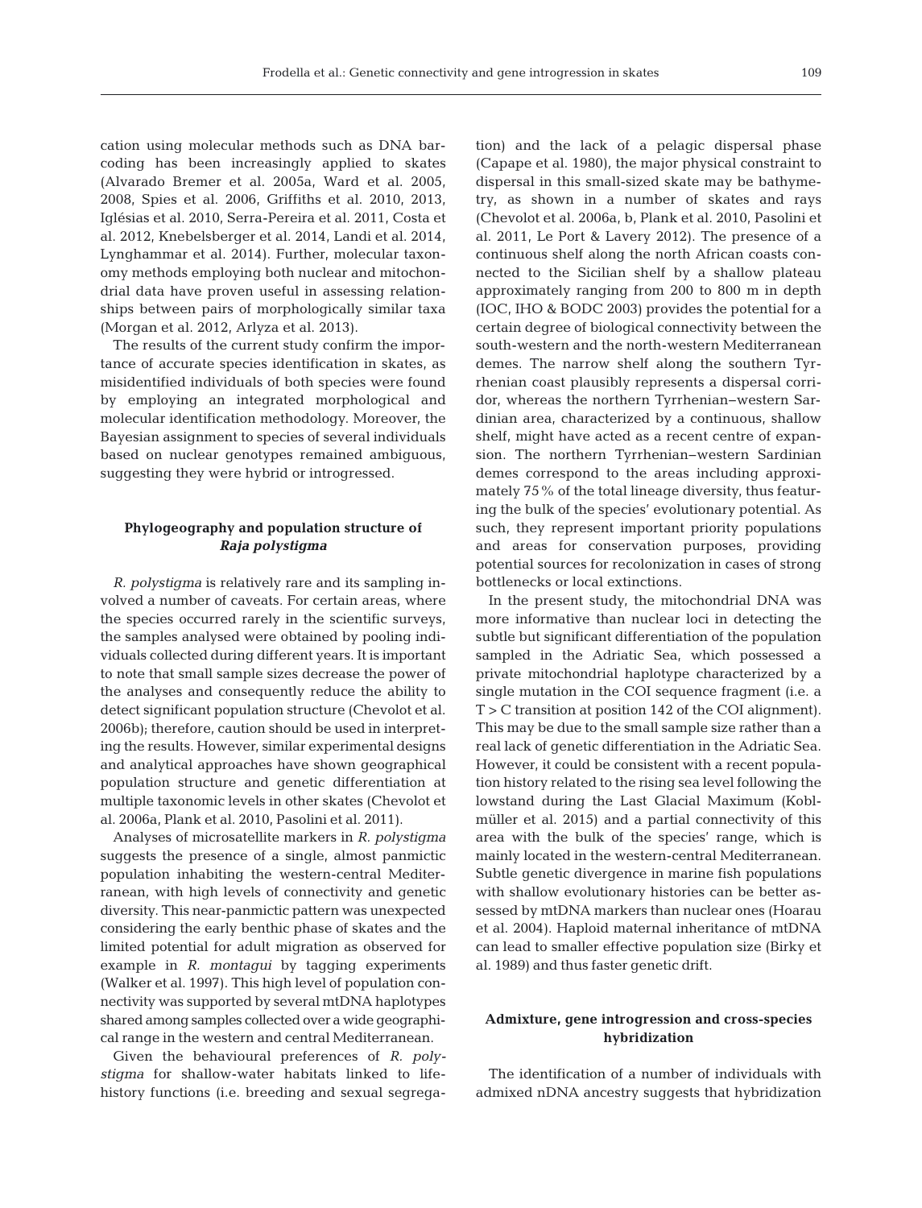cation using molecular methods such as DNA barcoding has been increasingly applied to skates (Alvarado Bremer et al. 2005a, Ward et al. 2005, 2008, Spies et al. 2006, Griffiths et al. 2010, 2013, Iglésias et al. 2010, Serra-Pereira et al. 2011, Costa et al. 2012, Knebelsberger et al. 2014, Landi et al. 2014, Lynghammar et al. 2014). Further, molecular taxonomy methods employing both nuclear and mitochondrial data have proven useful in assessing relationships between pairs of morphologically similar taxa (Morgan et al. 2012, Arlyza et al. 2013).

The results of the current study confirm the importance of accurate species identification in skates, as misidentified individuals of both species were found by employing an integrated morphological and molecular identification methodology. Moreover, the Bayesian assignment to species of several individuals based on nuclear genotypes remained ambiguous, suggesting they were hybrid or introgressed.

### Phylogeography and population structure of *Raja polystigma*

*R. polystigma* is relatively rare and its sampling involved a number of caveats. For certain areas, where the species occurred rarely in the scientific surveys, the samples analysed were obtained by pooling individuals collected during different years. It is important to note that small sample sizes decrease the power of the analyses and consequently reduce the ability to detect significant population structure (Chevolot et al. 2006b); therefore, caution should be used in interpreting the results. However, similar experimental designs and analytical approaches have shown geographical population structure and genetic differentiation at multiple taxonomic levels in other skates (Chevolot et al. 2006a, Plank et al. 2010, Pasolini et al. 2011).

Analyses of microsatellite markers in *R. polystigma* suggests the presence of a single, almost panmictic population inhabiting the western-central Mediterranean, with high levels of connectivity and genetic diversity. This near-panmictic pattern was unexpected considering the early benthic phase of skates and the limited potential for adult migration as observed for example in *R. montagui* by tagging experiments (Walker et al. 1997). This high level of population connectivity was supported by several mtDNA haplotypes shared among samples collected over a wide geographical range in the western and central Mediterranean.

Given the behavioural preferences of *R. polystigma* for shallow-water habitats linked to life-history functions (i.e. breeding and sexual segregation) and the lack of a pelagic dispersal phase (Capape et al. 1980), the major physical constraint to dispersal in this small-sized skate may be bathymetry, as shown in a number of skates and rays (Chevolot et al. 2006a, b, Plank et al. 2010, Pasolini et al. 2011, Le Port & Lavery 2012). The presence of a continuous shelf along the north African coasts connected to the Sicilian shelf by a shallow plateau approximately ranging from 200 to 800 m in depth (IOC, IHO & BODC 2003) provides the potential for a certain degree of biological connectivity between the south-western and the north-western Mediterranean demes. The narrow shelf along the southern Tyrrhenian coast plausibly represents a dispersal corridor, whereas the northern Tyrrhenian–western Sardinian area, characterized by a continuous, shallow shelf, might have acted as a recent centre of expansion. The northern Tyrrhenian–western Sardinian demes correspond to the areas including approximately 75% of the total lineage diversity, thus featuring the bulk of the species' evolutionary potential. As such, they represent important priority populations and areas for conservation purposes, providing potential sources for recolonization in cases of strong bottlenecks or local extinctions.

In the present study, the mitochondrial DNA was more informative than nuclear loci in detecting the subtle but significant differentiation of the population sampled in the Adriatic Sea, which possessed a private mitochondrial haplotype characterized by a single mutation in the COI sequence fragment (i.e. a T > C transition at position 142 of the COI alignment). This may be due to the small sample size rather than a real lack of genetic differentiation in the Adriatic Sea. However, it could be consistent with a recent population history related to the rising sea level following the lowstand during the Last Glacial Maximum (Koblmüller et al. 2015) and a partial connectivity of this area with the bulk of the species' range, which is mainly located in the western-central Mediterranean. Subtle genetic divergence in marine fish populations with shallow evolutionary histories can be better assessed by mtDNA markers than nuclear ones (Hoarau et al. 2004). Haploid maternal inheritance of mtDNA can lead to smaller effective population size (Birky et al. 1989) and thus faster genetic drift.

### Admixture, gene introgression and cross-species hybridization

The identification of a number of individuals with admixed nDNA ancestry suggests that hybridization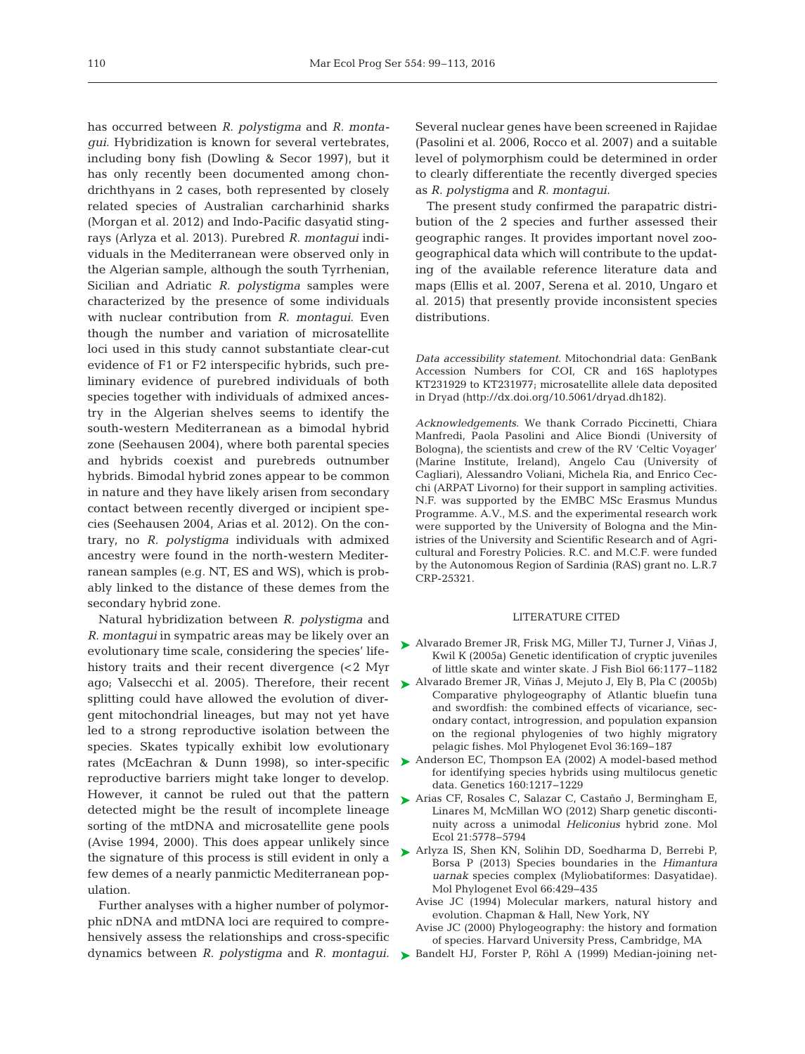has occurred between *R. polystigma* and *R. montagui*. Hybridization is known for several vertebrates, including bony fish (Dowling & Secor 1997), but it has only recently been documented among chondrichthyans in 2 cases, both represented by closely related species of Australian carcharhinid sharks (Morgan et al. 2012) and Indo-Pacific dasyatid stingrays (Arlyza et al. 2013). Purebred *R. montagui* individuals in the Mediterranean were observed only in the Algerian sample, although the south Tyrrhenian, Sicilian and Adriatic *R. polystigma* samples were characterized by the presence of some individuals with nuclear contribution from *R. montagui*. Even though the number and variation of microsatellite loci used in this study cannot substantiate clear-cut evidence of F1 or F2 interspecific hybrids, such preliminary evidence of purebred individuals of both species together with individuals of admixed ancestry in the Algerian shelves seems to identify the south-western Mediterranean as a bimodal hybrid zone (Seehausen 2004), where both parental species and hybrids coexist and purebreds outnumber hybrids. Bimodal hybrid zones appear to be common in nature and they have likely arisen from secondary contact between recently diverged or incipient species (Seehausen 2004, Arias et al. 2012). On the contrary, no *R. polystigma* individuals with admixed ancestry were found in the north-western Mediterranean samples (e.g. NT, ES and WS), which is probably linked to the distance of these demes from the secondary hybrid zone.

Natural hybridization between *R. polystigma* and *R. montagui* in sympatric areas may be likely over an evolutionary time scale, considering the species' life-history traits and their recent divergence (<2 Myr ago; Valsecchi et al. 2005). Therefore, their recent splitting could have allowed the evolution of divergent mitochondrial lineages, but may not yet have led to a strong reproductive isolation between the species. Skates typically exhibit low evolutionary rates (McEachran & Dunn 1998), so inter-specific reproductive barriers might take longer to develop. However, it cannot be ruled out that the pattern detected might be the result of incomplete lineage sorting of the mtDNA and microsatellite gene pools (Avise 1994, 2000). This does appear unlikely since the signature of this process is still evident in only a few demes of a nearly panmictic Mediterranean population.

Further analyses with a higher number of polymorphic nDNA and mtDNA loci are required to comprehensively assess the relationships and cross-specific dynamics between *R. polystigma* and *R. montagui.* Several nuclear genes have been screened in Rajidae (Pasolini et al. 2006, Rocco et al. 2007) and a suitable level of polymorphism could be determined in order to clearly differentiate the recently diverged species as *R. polystigma* and *R. montagui.*

The present study confirmed the parapatric distribution of the 2 species and further assessed their geographic ranges. It provides important novel zoogeographical data which will contribute to the updating of the available reference literature data and maps (Ellis et al. 2007, Serena et al. 2010, Ungaro et al. 2015) that presently provide inconsistent species distributions.

*Data accessibility statement.* Mitochondrial data: GenBank Accession Numbers for COI, CR and 16S haplotypes KT231929 to KT231977; microsatellite allele data deposited in Dryad (http://dx.doi.org/10.5061/dryad.dh182).

*Acknowledgements.* We thank Corrado Piccinetti, Chiara Manfredi, Paola Pasolini and Alice Biondi (University of Bologna), the scientists and crew of the RV 'Celtic Voyager' (Marine Institute, Ireland), Angelo Cau (University of Cagliari), Alessandro Voliani, Michela Ria, and Enrico Cecchi (ARPAT Livorno) for their support in sampling activities. N.F. was supported by the EMBC MSc Erasmus Mundus Programme. A.V., M.S. and the experimental research work were supported by the University of Bologna and the Ministries of the University and Scientific Research and of Agricultural and Forestry Policies. R.C. and M.C.F. were funded by the Autonomous Region of Sardinia (RAS) grant no. L.R.7 CRP-25321.

## LITERATURE CITED

- Alvarado Bremer JR, Frisk MG, Miller TJ, Turner J, Viñas J, Kwil K (2005a) Genetic identification of cryptic juveniles of little skate and winter skate. J Fish Biol 66:1177−1182
- Alvarado Bremer JR, Viñas J, Mejuto J, Ely B, Pla C (2005b) Comparative phylogeography of Atlantic bluefin tuna and swordfish: the combined effects of vicariance, secondary contact, introgression, and population expansion on the regional phylogenies of two highly migratory pelagic fishes. Mol Phylogenet Evol 36:169−187
- Anderson EC, Thompson EA (2002) A model-based method for identifying species hybrids using multilocus genetic data. Genetics 160:1217−1229
- Arias CF, Rosales C, Salazar C, Castaño J, Bermingham E, Linares M, McMillan WO (2012) Sharp genetic discontinuity across a unimodal *Heliconius* hybrid zone. Mol Ecol 21:5778−5794
- Arlyza IS, Shen KN, Solihin DD, Soedharma D, Berrebi P, Borsa P (2013) Species boundaries in the *Himantura uarnak* species complex (Myliobatiformes: Dasyatidae). Mol Phylogenet Evol 66:429−435
- Avise JC (1994) Molecular markers, natural history and evolution. Chapman & Hall, New York, NY
- Avise JC (2000) Phylogeography: the history and formation of species. Harvard University Press, Cambridge, MA
- Bandelt HJ, Forster P, Röhl A (1999) Median-joining net-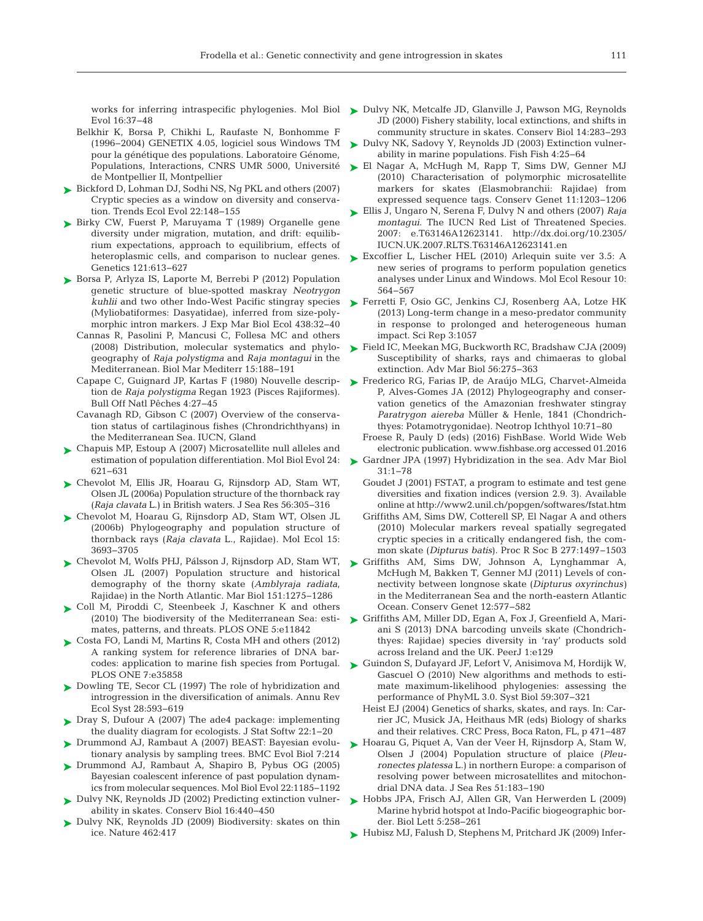works for inferring intraspecific phylogenies. Mol Biol Evol 16:37–48

Belkhir K, Borsa P, Chikhi L, Raufaste N, Bonhomme F (1996–2004) GENETIX 4.05, logiciel sous Windows TM pour la génétique des populations. Laboratoire Génome, Populations, Interactions, CNRS UMR 5000, Université de Montpellier II, Montpellier

Bickford D, Lohman DJ, Sodhi NS, Ng PKL and others (2007) Cryptic species as a window on diversity and conservation. Trends Ecol Evol 22:148–155

Birky CW, Fuerst P, Maruyama T (1989) Organelle gene diversity under migration, mutation, and drift: equilibrium expectations, approach to equilibrium, effects of heteroplasmic cells, and comparison to nuclear genes. Genetics 121:613–627

Borsa P, Arlyza IS, Laporte M, Berrebi P (2012) Population genetic structure of blue-spotted maskray *Neotrygon kuhlii* and two other Indo-West Pacific stingray species (Myliobatiformes: Dasyatidae), inferred from size-polymorphic intron markers. J Exp Mar Biol Ecol 438:32–40

Cannas R, Pasolini P, Mancusi C, Follesa MC and others (2008) Distribution, molecular systematics and phylogeography of *Raja polystigma* and *Raja montagui* in the Mediterranean. Biol Mar Mediterr 15:188–191

Capape C, Guignard JP, Kartas F (1980) Nouvelle description de *Raja polystigma* Regan 1923 (Pisces Rajiformes). Bull Off Natl Pêches 4:27–45

Cavanagh RD, Gibson C (2007) Overview of the conservation status of cartilaginous fishes (Chrondrichthyans) in the Mediterranean Sea. IUCN, Gland

Chapuis MP, Estoup A (2007) Microsatellite null alleles and estimation of population differentiation. Mol Biol Evol 24: 621–631

Chevolot M, Ellis JR, Hoarau G, Rijnsdorp AD, Stam WT, Olsen JL (2006a) Population structure of the thornback ray (*Raja clavata* L.) in British waters. J Sea Res 56:305–316

Chevolot M, Hoarau G, Rijnsdorp AD, Stam WT, Olsen JL (2006b) Phylogeography and population structure of thornback rays (*Raja clavata* L., Rajidae). Mol Ecol 15: 3693–3705

Chevolot M, Wolfs PHJ, Pálsson J, Rijnsdorp AD, Stam WT, Olsen JL (2007) Population structure and historical demography of the thorny skate (*Amblyraja radiata*, Rajidae) in the North Atlantic. Mar Biol 151:1275–1286

Coll M, Piroddi C, Steenbeek J, Kaschner K and others (2010) The biodiversity of the Mediterranean Sea: estimates, patterns, and threats. PLOS ONE 5:e11842

Costa FO, Landi M, Martins R, Costa MH and others (2012) A ranking system for reference libraries of DNA barcodes: application to marine fish species from Portugal. PLOS ONE 7:e35858

Dowling TE, Secor CL (1997) The role of hybridization and introgression in the diversification of animals. Annu Rev Ecol Syst 28:593–619

Dray S, Dufour A (2007) The ade4 package: implementing the duality diagram for ecologists. J Stat Softw 22:1–20

Drummond AJ, Rambaut A (2007) BEAST: Bayesian evolutionary analysis by sampling trees. BMC Evol Biol 7:214

Drummond AJ, Rambaut A, Shapiro B, Pybus OG (2005) Bayesian coalescent inference of past population dynamics from molecular sequences. Mol Biol Evol 22:1185–1192

Dulvy NK, Reynolds JD (2002) Predicting extinction vulnerability in skates. Conserv Biol 16:440–450

Dulvy NK, Reynolds JD (2009) Biodiversity: skates on thin ice. Nature 462:417

Dulvy NK, Metcalfe JD, Glanville J, Pawson MG, Reynolds JD (2000) Fishery stability, local extinctions, and shifts in community structure in skates. Conserv Biol 14:283–293

Dulvy NK, Sadovy Y, Reynolds JD (2003) Extinction vulnerability in marine populations. Fish Fish 4:25–64

El Nagar A, McHugh M, Rapp T, Sims DW, Genner MJ (2010) Characterisation of polymorphic microsatellite markers for skates (Elasmobranchii: Rajidae) from expressed sequence tags. Conserv Genet 11:1203–1206

Ellis J, Ungaro N, Serena F, Dulvy N and others (2007) *Raja montagui*. The IUCN Red List of Threatened Species. 2007: e.T63146A12623141. http://dx.doi.org/10.2305/IUCN.UK.2007.RLTS.T63146A12623141.en

Excoffier L, Lischer HEL (2010) Arlequin suite ver 3.5: A new series of programs to perform population genetics analyses under Linux and Windows. Mol Ecol Resour 10: 564–567

Ferretti F, Osio GC, Jenkins CJ, Rosenberg AA, Lotze HK (2013) Long-term change in a meso-predator community in response to prolonged and heterogeneous human impact. Sci Rep 3:1057

Field IC, Meekan MG, Buckworth RC, Bradshaw CJA (2009) Susceptibility of sharks, rays and chimaeras to global extinction. Adv Mar Biol 56:275–363

Frederico RG, Farias IP, de Araújo MLG, Charvet-Almeida P, Alves-Gomes JA (2012) Phylogeography and conservation genetics of the Amazonian freshwater stingray *Paratrygon aiereba* Müller & Henle, 1841 (Chondrichthyes: Potamotrygonidae). Neotrop Ichthyol 10:71–80

Froese R, Pauly D (eds) (2016) FishBase. World Wide Web electronic publication. www.fishbase.org accessed 01.2016

Gardner JPA (1997) Hybridization in the sea. Adv Mar Biol 31:1–78

Goudet J (2001) FSTAT, a program to estimate and test gene diversities and fixation indices (version 2.9. 3). Available online at http://www2.unil.ch/popgen/softwares/fstat.htm

Griffiths AM, Sims DW, Cotterell SP, El Nagar A and others (2010) Molecular markers reveal spatially segregated cryptic species in a critically endangered fish, the common skate (*Dipturus batis*). Proc R Soc B 277:1497–1503

Griffiths AM, Sims DW, Johnson A, Lynghammar A, McHugh M, Bakken T, Genner MJ (2011) Levels of connectivity between longnose skate (*Dipturus oxyrinchus*) in the Mediterranean Sea and the north-eastern Atlantic Ocean. Conserv Genet 12:577–582

Griffiths AM, Miller DD, Egan A, Fox J, Greenfield A, Mariani S (2013) DNA barcoding unveils skate (Chondrichthyes: Rajidae) species diversity in 'ray' products sold across Ireland and the UK. PeerJ 1:e129

Guindon S, Dufayard JF, Lefort V, Anisimova M, Hordijk W, Gascuel O (2010) New algorithms and methods to estimate maximum-likelihood phylogenies: assessing the performance of PhyML 3.0. Syst Biol 59:307–321

Heist EJ (2004) Genetics of sharks, skates, and rays. In: Carrier JC, Musick JA, Heithaus MR (eds) Biology of sharks and their relatives. CRC Press, Boca Raton, FL, p 471–487

Hoarau G, Piquet A, Van der Veer H, Rijnsdorp A, Stam W, Olsen J (2004) Population structure of plaice (*Pleuronectes platessa* L.) in northern Europe: a comparison of resolving power between microsatellites and mitochondrial DNA data. J Sea Res 51:183–190

Hobbs JPA, Frisch AJ, Allen GR, Van Herwerden L (2009) Marine hybrid hotspot at Indo-Pacific biogeographic border. Biol Lett 5:258–261

Hubisz MJ, Falush D, Stephens M, Pritchard JK (2009) Infer-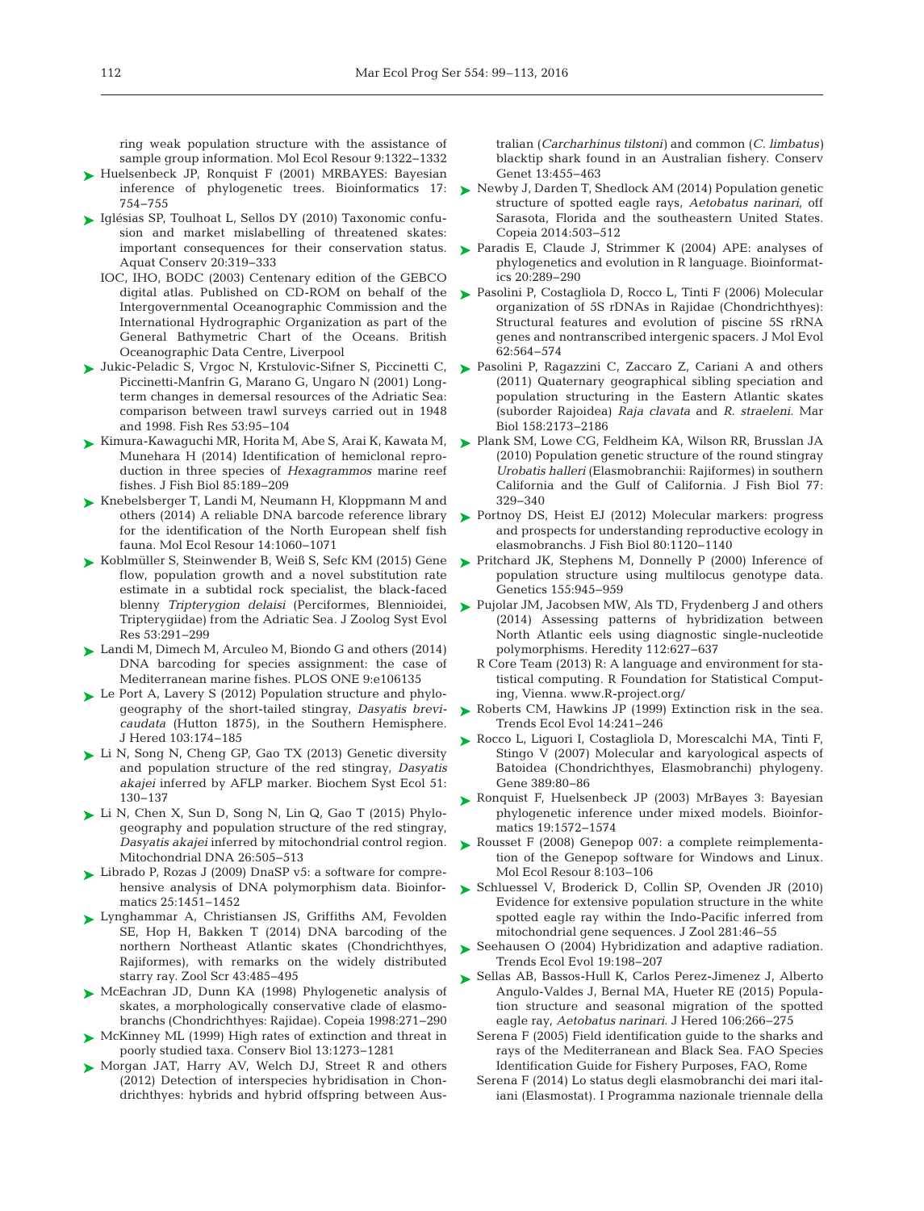ring weak population structure with the assistance of sample group information. Mol Ecol Resour 9:1322–1332

Huelsenbeck JP, Ronquist F (2001) MRBAYES: Bayesian inference of phylogenetic trees. Bioinformatics 17: 754–755

Iglésias SP, Toulhoat L, Sellos DY (2010) Taxonomic confusion and market mislabelling of threatened skates: important consequences for their conservation status. Aquat Conserv 20:319–333

IOC, IHO, BODC (2003) Centenary edition of the GEBCO digital atlas. Published on CD-ROM on behalf of the Intergovernmental Oceanographic Commission and the International Hydrographic Organization as part of the General Bathymetric Chart of the Oceans. British Oceanographic Data Centre, Liverpool

Jukic-Peladic S, Vrgoc N, Krstulovic-Sifner S, Piccinetti C, Piccinetti-Manfrin G, Marano G, Ungaro N (2001) Long-term changes in demersal resources of the Adriatic Sea: comparison between trawl surveys carried out in 1948 and 1998. Fish Res 53:95–104

Kimura-Kawaguchi MR, Horita M, Abe S, Arai K, Kawata M, Munehara H (2014) Identification of hemiclonal reproduction in three species of *Hexagrammos* marine reef fishes. J Fish Biol 85:189–209

Knebelsberger T, Landi M, Neumann H, Kloppmann M and others (2014) A reliable DNA barcode reference library for the identification of the North European shelf fish fauna. Mol Ecol Resour 14:1060–1071

Koblmüller S, Steinwender B, Weiß S, Sefc KM (2015) Gene flow, population growth and a novel substitution rate estimate in a subtidal rock specialist, the black-faced blenny *Tripterygion delaisi* (Perciformes, Blennioidei, Tripterygiidae) from the Adriatic Sea. J Zoolog Syst Evol Res 53:291–299

Landi M, Dimech M, Arculeo M, Biondo G and others (2014) DNA barcoding for species assignment: the case of Mediterranean marine fishes. PLOS ONE 9:e106135

Le Port A, Lavery S (2012) Population structure and phylogeography of the short-tailed stingray, *Dasyatis brevicaudata* (Hutton 1875), in the Southern Hemisphere. J Hered 103:174–185

Li N, Song N, Cheng GP, Gao TX (2013) Genetic diversity and population structure of the red stingray, *Dasyatis akajei* inferred by AFLP marker. Biochem Syst Ecol 51: 130–137

Li N, Chen X, Sun D, Song N, Lin Q, Gao T (2015) Phylogeography and population structure of the red stingray, *Dasyatis akajei* inferred by mitochondrial control region. Mitochondrial DNA 26:505–513

Librado P, Rozas J (2009) DnaSP v5: a software for comprehensive analysis of DNA polymorphism data. Bioinformatics 25:1451–1452

Lynghammar A, Christiansen JS, Griffiths AM, Fevolden SE, Hop H, Bakken T (2014) DNA barcoding of the northern Northeast Atlantic skates (Chondrichthyes, Rajiformes), with remarks on the widely distributed starry ray. Zool Scr 43:485–495

McEachran JD, Dunn KA (1998) Phylogenetic analysis of skates, a morphologically conservative clade of elasmobranchs (Chondrichthyes: Rajidae). Copeia 1998:271–290

McKinney ML (1999) High rates of extinction and threat in poorly studied taxa. Conserv Biol 13:1273–1281

Morgan JAT, Harry AV, Welch DJ, Street R and others (2012) Detection of interspecies hybridisation in Chondrichthyes: hybrids and hybrid offspring between Australian (*Carcharhinus tilstoni*) and common (*C. limbatus*) blacktip shark found in an Australian fishery. Conserv Genet 13:455–463

Newby J, Darden T, Shedlock AM (2014) Population genetic structure of spotted eagle rays, *Aetobatus narinari*, off Sarasota, Florida and the southeastern United States. Copeia 2014:503–512

Paradis E, Claude J, Strimmer K (2004) APE: analyses of phylogenetics and evolution in R language. Bioinformatics 20:289–290

Pasolini P, Costagliola D, Rocco L, Tinti F (2006) Molecular organization of 5S rDNAs in Rajidae (Chondrichthyes): Structural features and evolution of piscine 5S rRNA genes and nontranscribed intergenic spacers. J Mol Evol 62:564–574

Pasolini P, Ragazzini C, Zaccaro Z, Cariani A and others (2011) Quaternary geographical sibling speciation and population structuring in the Eastern Atlantic skates (suborder Rajoidea) *Raja clavata* and *R. straeleni*. Mar Biol 158:2173–2186

Plank SM, Lowe CG, Feldheim KA, Wilson RR, Brusslan JA (2010) Population genetic structure of the round stingray *Urobatis halleri* (Elasmobranchii: Rajiformes) in southern California and the Gulf of California. J Fish Biol 77: 329–340

Portnoy DS, Heist EJ (2012) Molecular markers: progress and prospects for understanding reproductive ecology in elasmobranchs. J Fish Biol 80:1120–1140

Pritchard JK, Stephens M, Donnelly P (2000) Inference of population structure using multilocus genotype data. Genetics 155:945–959

Pujolar JM, Jacobsen MW, Als TD, Frydenberg J and others (2014) Assessing patterns of hybridization between North Atlantic eels using diagnostic single-nucleotide polymorphisms. Heredity 112:627–637

R Core Team (2013) R: A language and environment for statistical computing. R Foundation for Statistical Computing, Vienna. www.R-project.org/

Roberts CM, Hawkins JP (1999) Extinction risk in the sea. Trends Ecol Evol 14:241–246

Rocco L, Liguori I, Costagliola D, Morescalchi MA, Tinti F, Stingo V (2007) Molecular and karyological aspects of Batoidea (Chondrichthyes, Elasmobranchi) phylogeny. Gene 389:80–86

Ronquist F, Huelsenbeck JP (2003) MrBayes 3: Bayesian phylogenetic inference under mixed models. Bioinformatics 19:1572–1574

Rousset F (2008) Genepop 007: a complete reimplementation of the Genepop software for Windows and Linux. Mol Ecol Resour 8:103–106

Schluessel V, Broderick D, Collin SP, Ovenden JR (2010) Evidence for extensive population structure in the white spotted eagle ray within the Indo-Pacific inferred from mitochondrial gene sequences. J Zool 281:46–55

Seehausen O (2004) Hybridization and adaptive radiation. Trends Ecol Evol 19:198–207

Sellas AB, Bassos-Hull K, Carlos Perez-Jimenez J, Alberto Angulo-Valdes J, Bernal MA, Hueter RE (2015) Population structure and seasonal migration of the spotted eagle ray, *Aetobatus narinari*. J Hered 106:266–275

Serena F (2005) Field identification guide to the sharks and rays of the Mediterranean and Black Sea. FAO Species Identification Guide for Fishery Purposes, FAO, Rome

Serena F (2014) Lo status degli elasmobranchi dei mari italiani (Elasmostat). I Programma nazionale triennale della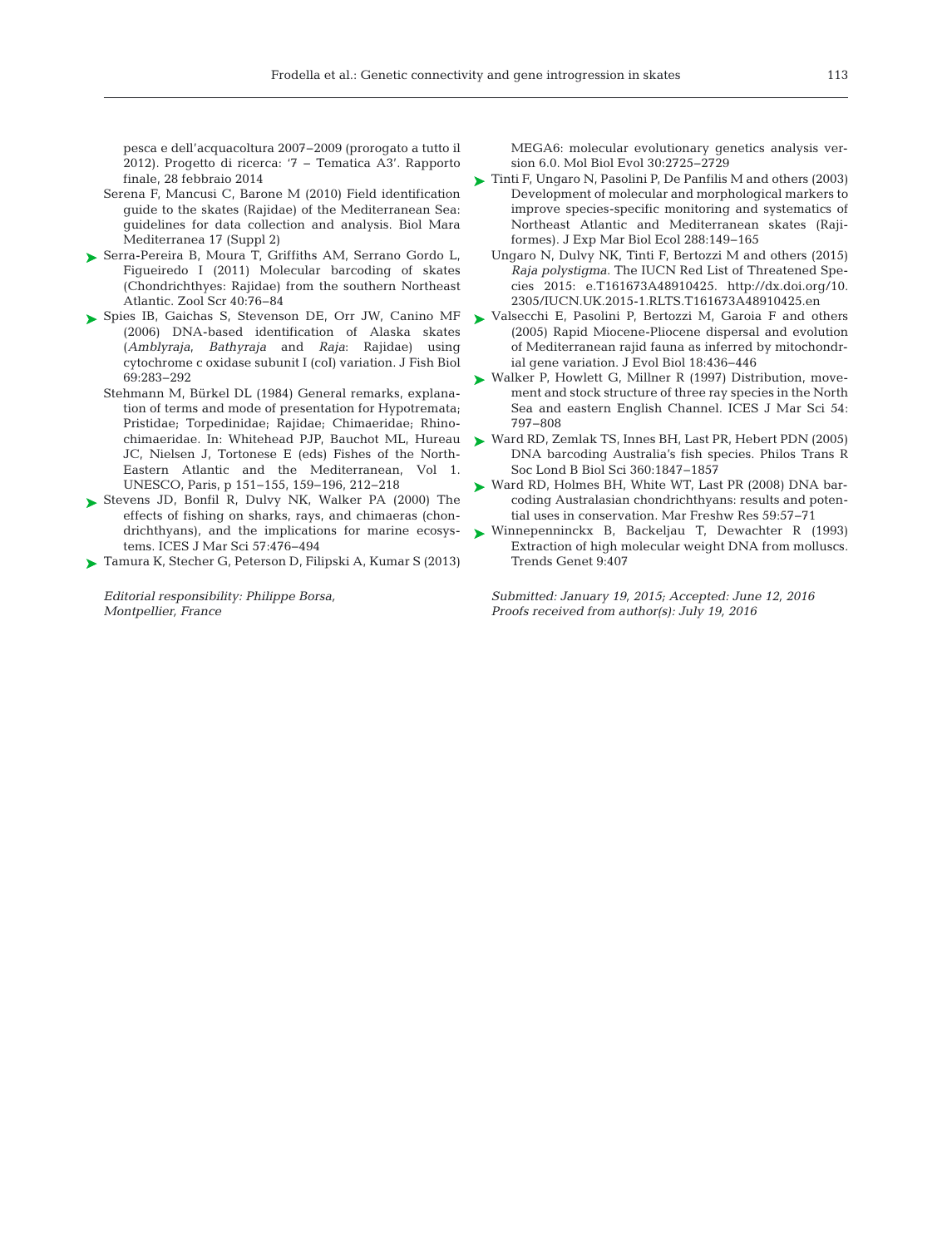pesca e dell'acquacoltura 2007–2009 (prorogato a tutto il 2012). Progetto di ricerca: '7 – Tematica A3'. Rapporto finale, 28 febbraio 2014

Serena F, Mancusi C, Barone M (2010) Field identification guide to the skates (Rajidae) of the Mediterranean Sea: guidelines for data collection and analysis. Biol Mara Mediterranea 17 (Suppl 2)

Serra-Pereira B, Moura T, Griffiths AM, Serrano Gordo L, Figueiredo I (2011) Molecular barcoding of skates (Chondrichthyes: Rajidae) from the southern Northeast Atlantic. Zool Scr 40:76–84

Spies IB, Gaichas S, Stevenson DE, Orr JW, Canino MF (2006) DNA-based identification of Alaska skates (*Amblyraja*, *Bathyraja* and *Raja*: Rajidae) using cytochrome c oxidase subunit I (coI) variation. J Fish Biol 69:283–292

Stehmann M, Bürkel DL (1984) General remarks, explanation of terms and mode of presentation for Hypotremata; Pristidae; Torpedinidae; Rajidae; Chimaeridae; Rhinochimaeridae. In: Whitehead PJP, Bauchot ML, Hureau JC, Nielsen J, Tortonese E (eds) Fishes of the North-Eastern Atlantic and the Mediterranean, Vol 1. UNESCO, Paris, p 151–155, 159–196, 212–218

Stevens JD, Bonfil R, Dulvy NK, Walker PA (2000) The effects of fishing on sharks, rays, and chimaeras (chondrichthyans), and the implications for marine ecosystems. ICES J Mar Sci 57:476–494

Tamura K, Stecher G, Peterson D, Filipski A, Kumar S (2013) MEGA6: molecular evolutionary genetics analysis version 6.0. Mol Biol Evol 30:2725–2729

Tinti F, Ungaro N, Pasolini P, De Panfilis M and others (2003) Development of molecular and morphological markers to improve species-specific monitoring and systematics of Northeast Atlantic and Mediterranean skates (Rajiformes). J Exp Mar Biol Ecol 288:149–165

Ungaro N, Dulvy NK, Tinti F, Bertozzi M and others (2015) *Raja polystigma*. The IUCN Red List of Threatened Species 2015: e.T161673A48910425. http://dx.doi.org/10.2305/IUCN.UK.2015-1.RLTS.T161673A48910425.en

Valsecchi E, Pasolini P, Bertozzi M, Garoia F and others (2005) Rapid Miocene-Pliocene dispersal and evolution of Mediterranean rajid fauna as inferred by mitochondrial gene variation. J Evol Biol 18:436–446

Walker P, Howlett G, Millner R (1997) Distribution, movement and stock structure of three ray species in the North Sea and eastern English Channel. ICES J Mar Sci 54: 797–808

Ward RD, Zemlak TS, Innes BH, Last PR, Hebert PDN (2005) DNA barcoding Australia's fish species. Philos Trans R Soc Lond B Biol Sci 360:1847–1857

Ward RD, Holmes BH, White WT, Last PR (2008) DNA barcoding Australasian chondrichthyans: results and potential uses in conservation. Mar Freshw Res 59:57–71

Winnepenninckx B, Backeljau T, Dewachter R (1993) Extraction of high molecular weight DNA from molluscs. Trends Genet 9:407

*Editorial responsibility: Philippe Borsa, Montpellier, France*

*Submitted: January 19, 2015; Accepted: June 12, 2016*
*Proofs received from author(s): July 19, 2016*